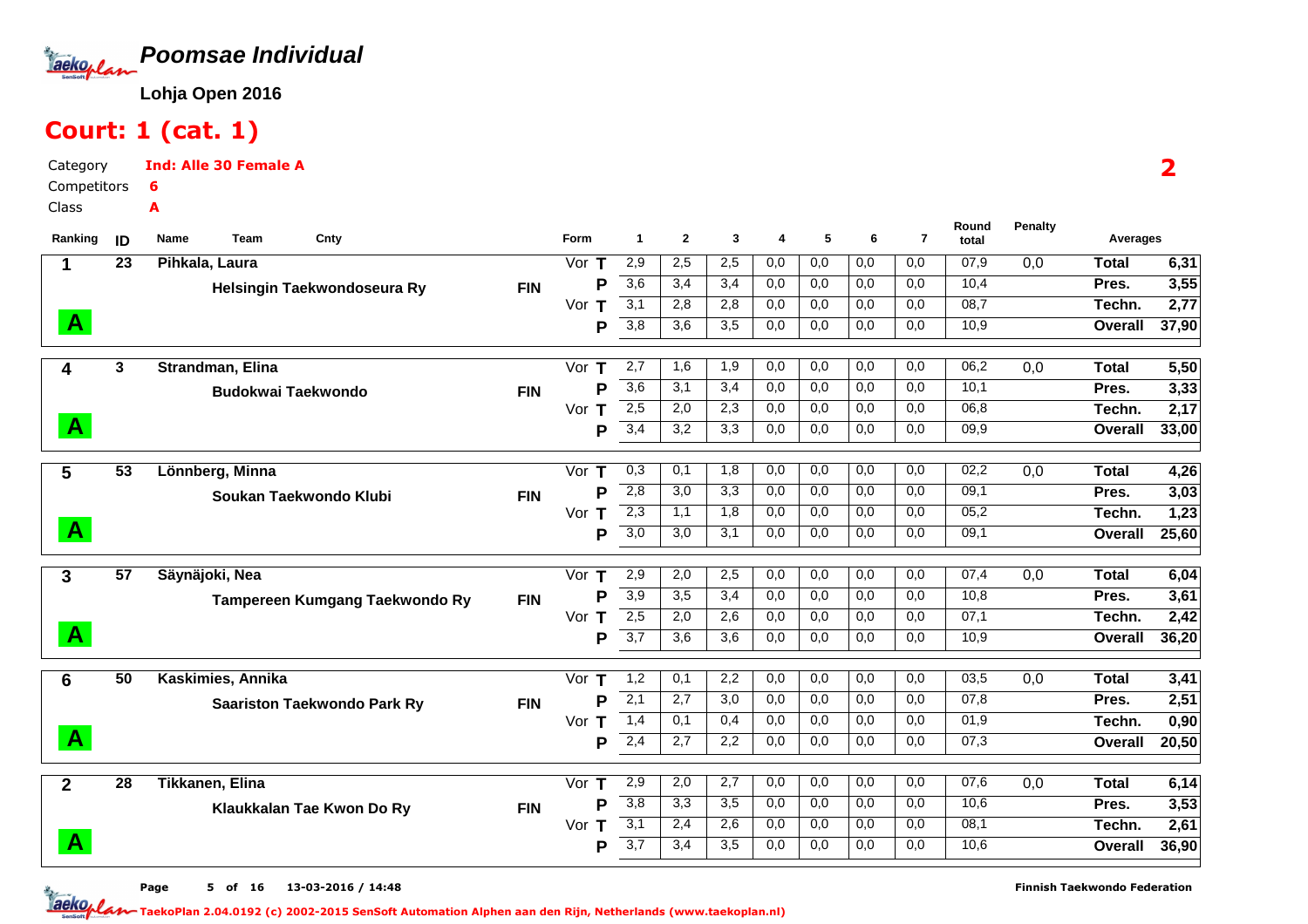# Poomsae Individual

**Lohja Open 2016**

## Court: 1 (cat. 1)

Category **Ind: Alle 30 Female A**

Competitors **6**

Class **A**

**2**

| Ranking | ID | Name / Team | Cnty | Form | | 1 | 2 | 3 | 4 | 5 | 6 | 7 | Round total | Penalty | Averages | |
|---|---|---|---|---|---|---|---|---|---|---|---|---|---|---|---|---|
| 1 | 23 | Pihkala, Laura | | Vor | T | 2,9 | 2,5 | 2,5 | 0,0 | 0,0 | 0,0 | 0,0 | 07,9 | 0,0 | Total | 6,31 |
| | | Helsingin Taekwondoseura Ry | FIN | | P | 3,6 | 3,4 | 3,4 | 0,0 | 0,0 | 0,0 | 0,0 | 10,4 | | Pres. | 3,55 |
| | | | | Vor | T | 3,1 | 2,8 | 2,8 | 0,0 | 0,0 | 0,0 | 0,0 | 08,7 | | Techn. | 2,77 |
| A | | | | | P | 3,8 | 3,6 | 3,5 | 0,0 | 0,0 | 0,0 | 0,0 | 10,9 | | Overall | 37,90 |
| 4 | 3 | Strandman, Elina | | Vor | T | 2,7 | 1,6 | 1,9 | 0,0 | 0,0 | 0,0 | 0,0 | 06,2 | 0,0 | Total | 5,50 |
| | | Budokwai Taekwondo | FIN | | P | 3,6 | 3,1 | 3,4 | 0,0 | 0,0 | 0,0 | 0,0 | 10,1 | | Pres. | 3,33 |
| | | | | Vor | T | 2,5 | 2,0 | 2,3 | 0,0 | 0,0 | 0,0 | 0,0 | 06,8 | | Techn. | 2,17 |
| A | | | | | P | 3,4 | 3,2 | 3,3 | 0,0 | 0,0 | 0,0 | 0,0 | 09,9 | | Overall | 33,00 |
| 5 | 53 | Lönnberg, Minna | | Vor | T | 0,3 | 0,1 | 1,8 | 0,0 | 0,0 | 0,0 | 0,0 | 02,2 | 0,0 | Total | 4,26 |
| | | Soukan Taekwondo Klubi | FIN | | P | 2,8 | 3,0 | 3,3 | 0,0 | 0,0 | 0,0 | 0,0 | 09,1 | | Pres. | 3,03 |
| | | | | Vor | T | 2,3 | 1,1 | 1,8 | 0,0 | 0,0 | 0,0 | 0,0 | 05,2 | | Techn. | 1,23 |
| A | | | | | P | 3,0 | 3,0 | 3,1 | 0,0 | 0,0 | 0,0 | 0,0 | 09,1 | | Overall | 25,60 |
| 3 | 57 | Säynäjoki, Nea | | Vor | T | 2,9 | 2,0 | 2,5 | 0,0 | 0,0 | 0,0 | 0,0 | 07,4 | 0,0 | Total | 6,04 |
| | | Tampereen Kumgang Taekwondo Ry | FIN | | P | 3,9 | 3,5 | 3,4 | 0,0 | 0,0 | 0,0 | 0,0 | 10,8 | | Pres. | 3,61 |
| | | | | Vor | T | 2,5 | 2,0 | 2,6 | 0,0 | 0,0 | 0,0 | 0,0 | 07,1 | | Techn. | 2,42 |
| A | | | | | P | 3,7 | 3,6 | 3,6 | 0,0 | 0,0 | 0,0 | 0,0 | 10,9 | | Overall | 36,20 |
| 6 | 50 | Kaskimies, Annika | | Vor | T | 1,2 | 0,1 | 2,2 | 0,0 | 0,0 | 0,0 | 0,0 | 03,5 | 0,0 | Total | 3,41 |
| | | Saariston Taekwondo Park Ry | FIN | | P | 2,1 | 2,7 | 3,0 | 0,0 | 0,0 | 0,0 | 0,0 | 07,8 | | Pres. | 2,51 |
| | | | | Vor | T | 1,4 | 0,1 | 0,4 | 0,0 | 0,0 | 0,0 | 0,0 | 01,9 | | Techn. | 0,90 |
| A | | | | | P | 2,4 | 2,7 | 2,2 | 0,0 | 0,0 | 0,0 | 0,0 | 07,3 | | Overall | 20,50 |
| 2 | 28 | Tikkanen, Elina | | Vor | T | 2,9 | 2,0 | 2,7 | 0,0 | 0,0 | 0,0 | 0,0 | 07,6 | 0,0 | Total | 6,14 |
| | | Klaukkalan Tae Kwon Do Ry | FIN | | P | 3,8 | 3,3 | 3,5 | 0,0 | 0,0 | 0,0 | 0,0 | 10,6 | | Pres. | 3,53 |
| | | | | Vor | T | 3,1 | 2,4 | 2,6 | 0,0 | 0,0 | 0,0 | 0,0 | 08,1 | | Techn. | 2,61 |
| A | | | | | P | 3,7 | 3,4 | 3,5 | 0,0 | 0,0 | 0,0 | 0,0 | 10,6 | | Overall | 36,90 |

13-03-2016 / 14:48

Finnish Taekwondo Federation

TaekoPlan 2.04.0192 (c) 2002-2015 SenSoft Automation Alphen aan den Rijn, Netherlands (www.taekoplan.nl)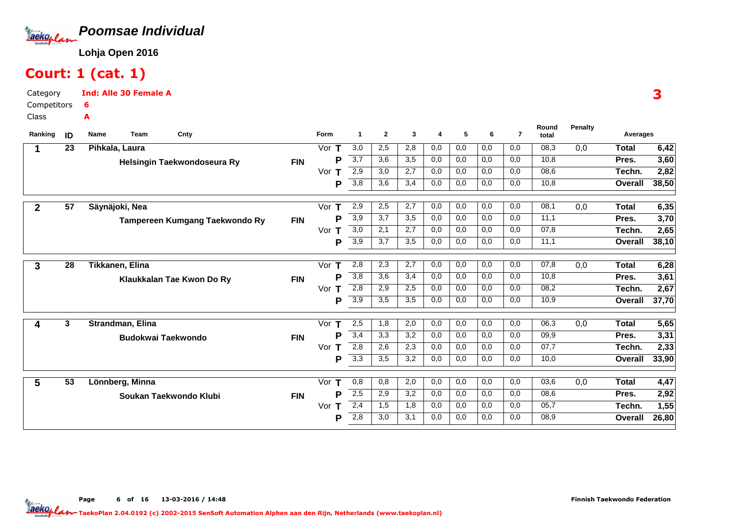# Poomsae Individual

**Lohja Open 2016**

## Court: 1 (cat. 1)

Category **Ind: Alle 30 Female A**

Competitors **6**

Class **A**

**3**

| Ranking | ID | Name / Team | Cnty | Form | | 1 | 2 | 3 | 4 | 5 | 6 | 7 | Round total | Penalty | Averages | |
|---|---|---|---|---|---|---|---|---|---|---|---|---|---|---|---|---|
| 1 | 23 | Pihkala, Laura | | Vor | T | 3,0 | 2,5 | 2,8 | 0,0 | 0,0 | 0,0 | 0,0 | 08,3 | 0,0 | Total | 6,42 |
| | | Helsingin Taekwondoseura Ry | FIN | | P | 3,7 | 3,6 | 3,5 | 0,0 | 0,0 | 0,0 | 0,0 | 10,8 | | Pres. | 3,60 |
| | | | | Vor | T | 2,9 | 3,0 | 2,7 | 0,0 | 0,0 | 0,0 | 0,0 | 08,6 | | Techn. | 2,82 |
| | | | | | P | 3,8 | 3,6 | 3,4 | 0,0 | 0,0 | 0,0 | 0,0 | 10,8 | | Overall | 38,50 |
| 2 | 57 | Säynäjoki, Nea | | Vor | T | 2,9 | 2,5 | 2,7 | 0,0 | 0,0 | 0,0 | 0,0 | 08,1 | 0,0 | Total | 6,35 |
| | | Tampereen Kumgang Taekwondo Ry | FIN | | P | 3,9 | 3,7 | 3,5 | 0,0 | 0,0 | 0,0 | 0,0 | 11,1 | | Pres. | 3,70 |
| | | | | Vor | T | 3,0 | 2,1 | 2,7 | 0,0 | 0,0 | 0,0 | 0,0 | 07,8 | | Techn. | 2,65 |
| | | | | | P | 3,9 | 3,7 | 3,5 | 0,0 | 0,0 | 0,0 | 0,0 | 11,1 | | Overall | 38,10 |
| 3 | 28 | Tikkanen, Elina | | Vor | T | 2,8 | 2,3 | 2,7 | 0,0 | 0,0 | 0,0 | 0,0 | 07,8 | 0,0 | Total | 6,28 |
| | | Klaukkalan Tae Kwon Do Ry | FIN | | P | 3,8 | 3,6 | 3,4 | 0,0 | 0,0 | 0,0 | 0,0 | 10,8 | | Pres. | 3,61 |
| | | | | Vor | T | 2,8 | 2,9 | 2,5 | 0,0 | 0,0 | 0,0 | 0,0 | 08,2 | | Techn. | 2,67 |
| | | | | | P | 3,9 | 3,5 | 3,5 | 0,0 | 0,0 | 0,0 | 0,0 | 10,9 | | Overall | 37,70 |
| 4 | 3 | Strandman, Elina | | Vor | T | 2,5 | 1,8 | 2,0 | 0,0 | 0,0 | 0,0 | 0,0 | 06,3 | 0,0 | Total | 5,65 |
| | | Budokwai Taekwondo | FIN | | P | 3,4 | 3,3 | 3,2 | 0,0 | 0,0 | 0,0 | 0,0 | 09,9 | | Pres. | 3,31 |
| | | | | Vor | T | 2,8 | 2,6 | 2,3 | 0,0 | 0,0 | 0,0 | 0,0 | 07,7 | | Techn. | 2,33 |
| | | | | | P | 3,3 | 3,5 | 3,2 | 0,0 | 0,0 | 0,0 | 0,0 | 10,0 | | Overall | 33,90 |
| 5 | 53 | Lönnberg, Minna | | Vor | T | 0,8 | 0,8 | 2,0 | 0,0 | 0,0 | 0,0 | 0,0 | 03,6 | 0,0 | Total | 4,47 |
| | | Soukan Taekwondo Klubi | FIN | | P | 2,5 | 2,9 | 3,2 | 0,0 | 0,0 | 0,0 | 0,0 | 08,6 | | Pres. | 2,92 |
| | | | | Vor | T | 2,4 | 1,5 | 1,8 | 0,0 | 0,0 | 0,0 | 0,0 | 05,7 | | Techn. | 1,55 |
| | | | | | P | 2,8 | 3,0 | 3,1 | 0,0 | 0,0 | 0,0 | 0,0 | 08,9 | | Overall | 26,80 |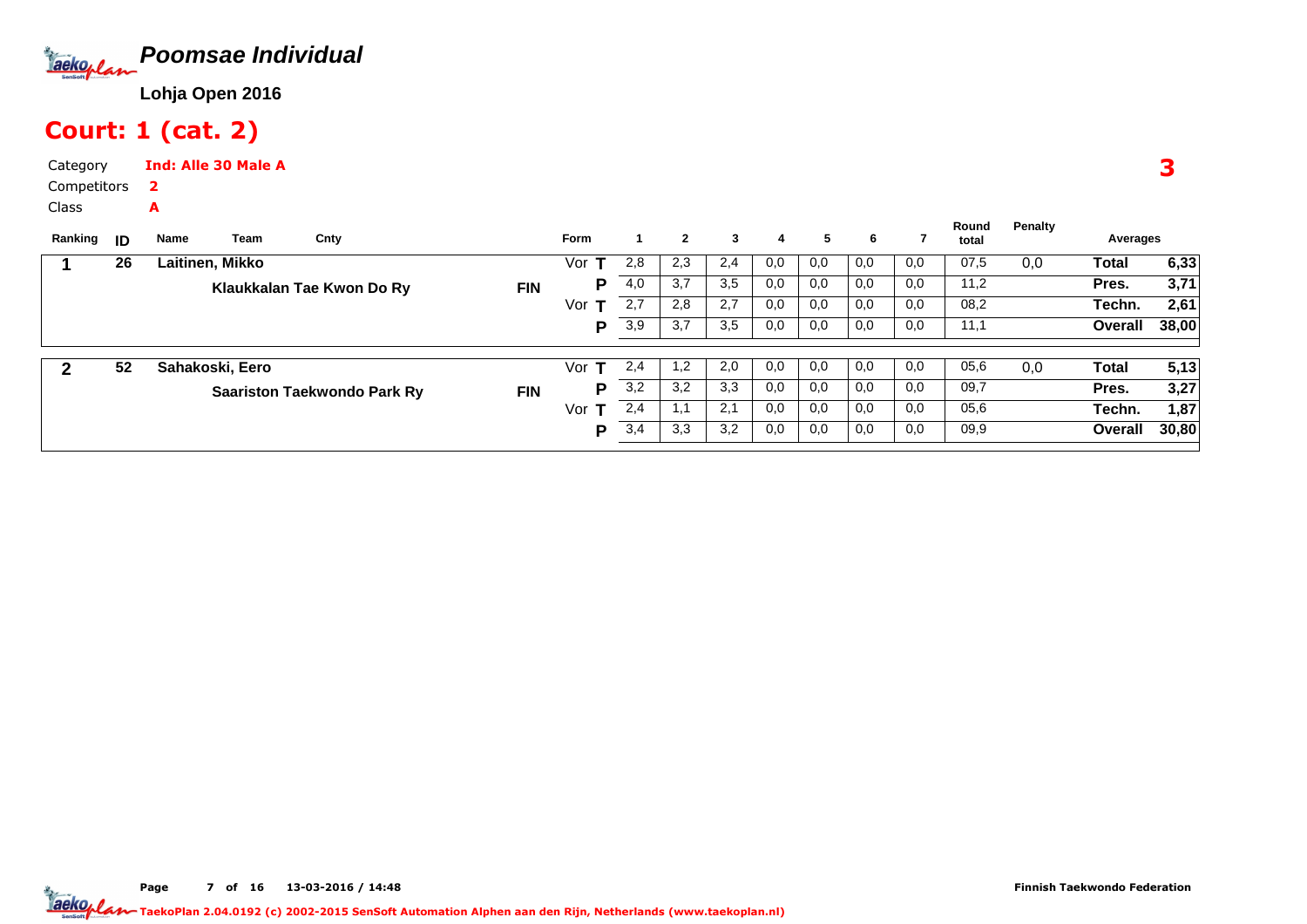# Poomsae Individual

**Lohja Open 2016**

## Court: 1 (cat. 2)

Category **Ind: Alle 30 Male A**

Competitors **2**

Class **A**

| Ranking | ID | Name | Team | Cnty | Form | | 1 | 2 | 3 | 4 | 5 | 6 | 7 | Round total | Penalty | Averages | |
|---|---|---|---|---|---|---|---|---|---|---|---|---|---|---|---|---|---|
| 1 | 26 | Laitinen, Mikko | Klaukkalan Tae Kwon Do Ry | FIN | Vor | T | 2,8 | 2,3 | 2,4 | 0,0 | 0,0 | 0,0 | 0,0 | 07,5 | 0,0 | Total | 6,33 |
| | | | | | | P | 4,0 | 3,7 | 3,5 | 0,0 | 0,0 | 0,0 | 0,0 | 11,2 | | Pres. | 3,71 |
| | | | | | Vor | T | 2,7 | 2,8 | 2,7 | 0,0 | 0,0 | 0,0 | 0,0 | 08,2 | | Techn. | 2,61 |
| | | | | | | P | 3,9 | 3,7 | 3,5 | 0,0 | 0,0 | 0,0 | 0,0 | 11,1 | | Overall | 38,00 |
| 2 | 52 | Sahakoski, Eero | Saariston Taekwondo Park Ry | FIN | Vor | T | 2,4 | 1,2 | 2,0 | 0,0 | 0,0 | 0,0 | 0,0 | 05,6 | 0,0 | Total | 5,13 |
| | | | | | | P | 3,2 | 3,2 | 3,3 | 0,0 | 0,0 | 0,0 | 0,0 | 09,7 | | Pres. | 3,27 |
| | | | | | Vor | T | 2,4 | 1,1 | 2,1 | 0,0 | 0,0 | 0,0 | 0,0 | 05,6 | | Techn. | 1,87 |
| | | | | | | P | 3,4 | 3,3 | 3,2 | 0,0 | 0,0 | 0,0 | 0,0 | 09,9 | | Overall | 30,80 |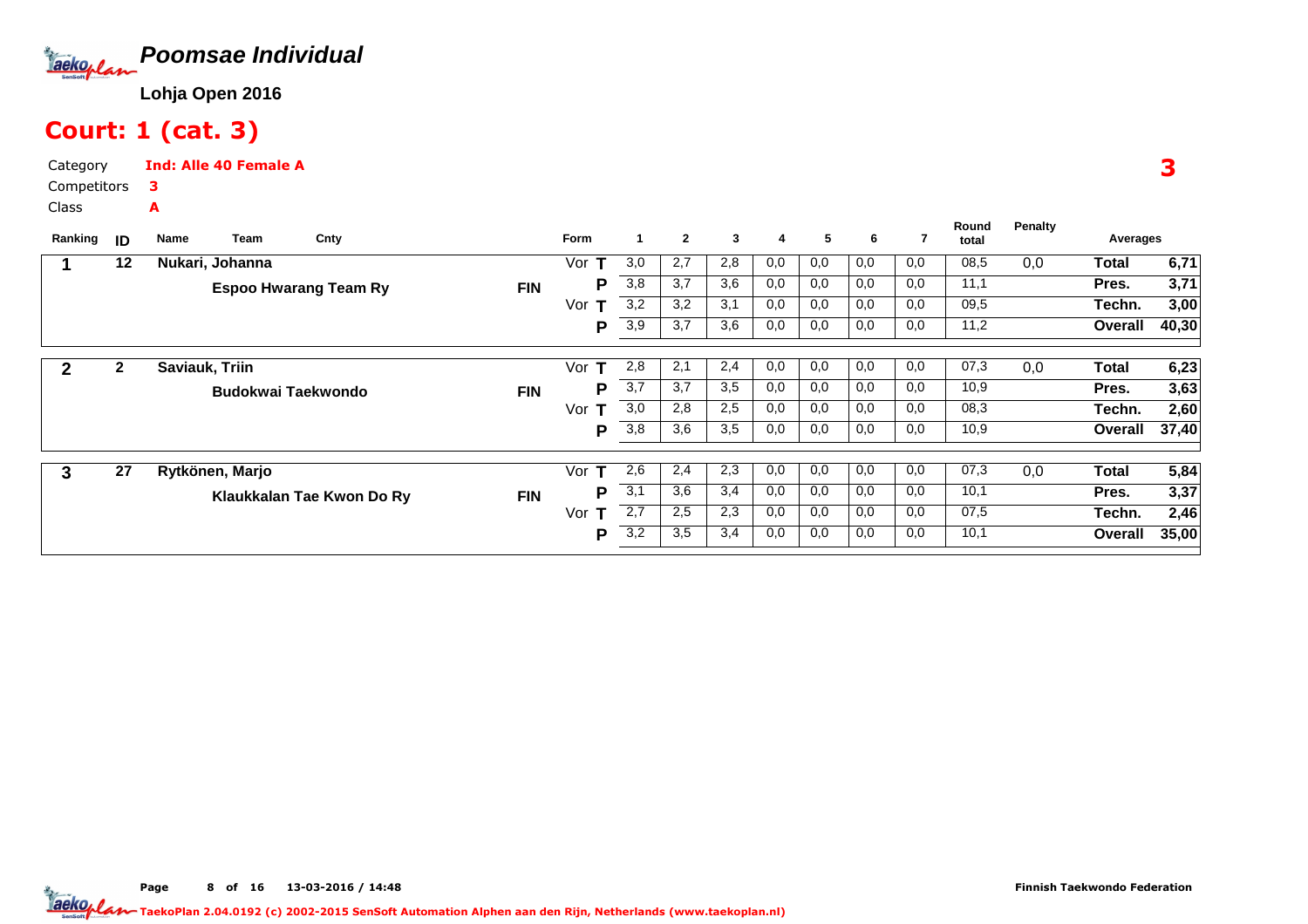# Poomsae Individual

**Lohja Open 2016**

## Court: 1 (cat. 3)

Category **Ind: Alle 40 Female A**

Competitors **3**

Class **A**

**3**

| Ranking | ID | Name / Team | Cnty | Form | | 1 | 2 | 3 | 4 | 5 | 6 | 7 | Round total | Penalty | Averages | |
|---|---|---|---|---|---|---|---|---|---|---|---|---|---|---|---|---|
| 1 | 12 | Nukari, Johanna | | Vor | T | 3,0 | 2,7 | 2,8 | 0,0 | 0,0 | 0,0 | 0,0 | 08,5 | 0,0 | Total | 6,71 |
| | | Espoo Hwarang Team Ry | FIN | | P | 3,8 | 3,7 | 3,6 | 0,0 | 0,0 | 0,0 | 0,0 | 11,1 | | Pres. | 3,71 |
| | | | | Vor | T | 3,2 | 3,2 | 3,1 | 0,0 | 0,0 | 0,0 | 0,0 | 09,5 | | Techn. | 3,00 |
| | | | | | P | 3,9 | 3,7 | 3,6 | 0,0 | 0,0 | 0,0 | 0,0 | 11,2 | | Overall | 40,30 |
| 2 | 2 | Saviauk, Triin | | Vor | T | 2,8 | 2,1 | 2,4 | 0,0 | 0,0 | 0,0 | 0,0 | 07,3 | 0,0 | Total | 6,23 |
| | | Budokwai Taekwondo | FIN | | P | 3,7 | 3,7 | 3,5 | 0,0 | 0,0 | 0,0 | 0,0 | 10,9 | | Pres. | 3,63 |
| | | | | Vor | T | 3,0 | 2,8 | 2,5 | 0,0 | 0,0 | 0,0 | 0,0 | 08,3 | | Techn. | 2,60 |
| | | | | | P | 3,8 | 3,6 | 3,5 | 0,0 | 0,0 | 0,0 | 0,0 | 10,9 | | Overall | 37,40 |
| 3 | 27 | Rytkönen, Marjo | | Vor | T | 2,6 | 2,4 | 2,3 | 0,0 | 0,0 | 0,0 | 0,0 | 07,3 | 0,0 | Total | 5,84 |
| | | Klaukkalan Tae Kwon Do Ry | FIN | | P | 3,1 | 3,6 | 3,4 | 0,0 | 0,0 | 0,0 | 0,0 | 10,1 | | Pres. | 3,37 |
| | | | | Vor | T | 2,7 | 2,5 | 2,3 | 0,0 | 0,0 | 0,0 | 0,0 | 07,5 | | Techn. | 2,46 |
| | | | | | P | 3,2 | 3,5 | 3,4 | 0,0 | 0,0 | 0,0 | 0,0 | 10,1 | | Overall | 35,00 |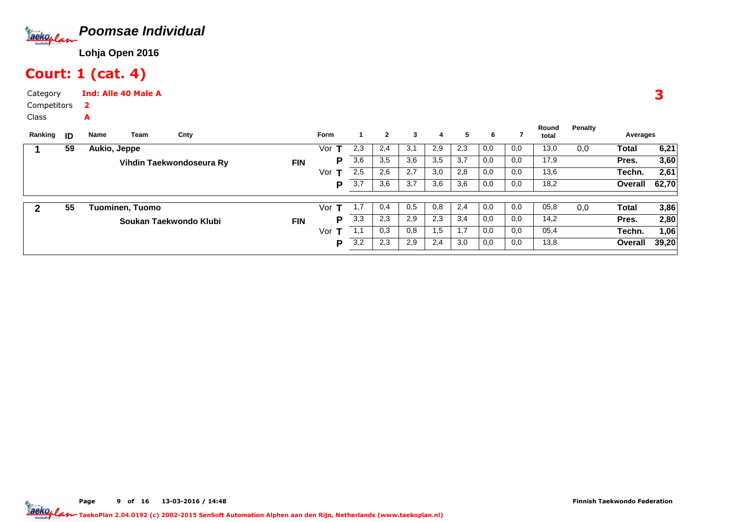# Poomsae Individual

**Lohja Open 2016**

## Court: 1 (cat. 4)

Category **Ind: Alle 40 Male A**

Competitors **2**

Class **A**

**3**

| Ranking | ID | Name | Team | Cnty | Form | | 1 | 2 | 3 | 4 | 5 | 6 | 7 | Round total | Penalty | Averages | |
|---|---|---|---|---|---|---|---|---|---|---|---|---|---|---|---|---|---|
| 1 | 59 | Aukio, Jeppe | | | Vor | T | 2,3 | 2,4 | 3,1 | 2,9 | 2,3 | 0,0 | 0,0 | 13,0 | 0,0 | Total | 6,21 |
| | | | Vihdin Taekwondoseura Ry | FIN | | P | 3,6 | 3,5 | 3,6 | 3,5 | 3,7 | 0,0 | 0,0 | 17,9 | | Pres. | 3,60 |
| | | | | | Vor | T | 2,5 | 2,6 | 2,7 | 3,0 | 2,8 | 0,0 | 0,0 | 13,6 | | Techn. | 2,61 |
| | | | | | | P | 3,7 | 3,6 | 3,7 | 3,6 | 3,6 | 0,0 | 0,0 | 18,2 | | Overall | 62,70 |
| 2 | 55 | Tuominen, Tuomo | | | Vor | T | 1,7 | 0,4 | 0,5 | 0,8 | 2,4 | 0,0 | 0,0 | 05,8 | 0,0 | Total | 3,86 |
| | | | Soukan Taekwondo Klubi | FIN | | P | 3,3 | 2,3 | 2,9 | 2,3 | 3,4 | 0,0 | 0,0 | 14,2 | | Pres. | 2,80 |
| | | | | | Vor | T | 1,1 | 0,3 | 0,8 | 1,5 | 1,7 | 0,0 | 0,0 | 05,4 | | Techn. | 1,06 |
| | | | | | | P | 3,2 | 2,3 | 2,9 | 2,4 | 3,0 | 0,0 | 0,0 | 13,8 | | Overall | 39,20 |

Finnish Taekwondo Federation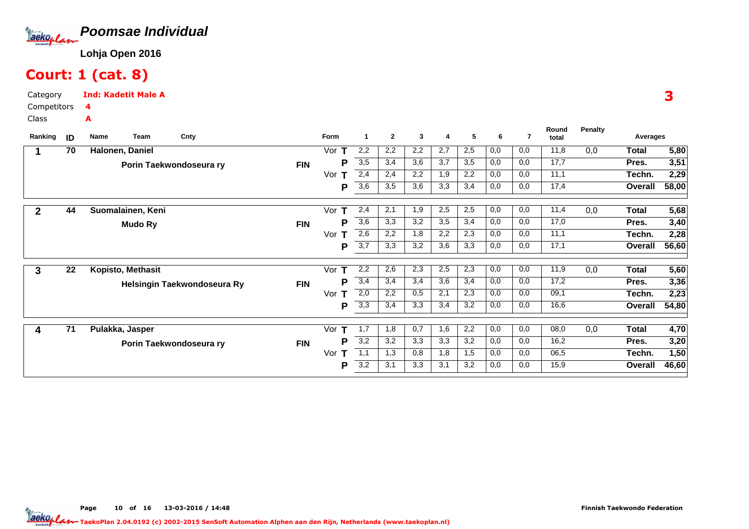# Poomsae Individual

**Lohja Open 2016**

## Court: 1 (cat. 8)

Category **Ind: Kadetit Male A**

Competitors **4**

Class **A**

3

| Ranking | ID | Name / Team | Cnty | Form | | 1 | 2 | 3 | 4 | 5 | 6 | 7 | Round total | Penalty | Averages | |
|---|---|---|---|---|---|---|---|---|---|---|---|---|---|---|---|---|
| 1 | 70 | Halonen, Daniel | | Vor | T | 2,2 | 2,2 | 2,2 | 2,7 | 2,5 | 0,0 | 0,0 | 11,8 | 0,0 | Total | 5,80 |
| | | Porin Taekwondoseura ry | FIN | | P | 3,5 | 3,4 | 3,6 | 3,7 | 3,5 | 0,0 | 0,0 | 17,7 | | Pres. | 3,51 |
| | | | | Vor | T | 2,4 | 2,4 | 2,2 | 1,9 | 2,2 | 0,0 | 0,0 | 11,1 | | Techn. | 2,29 |
| | | | | | P | 3,6 | 3,5 | 3,6 | 3,3 | 3,4 | 0,0 | 0,0 | 17,4 | | Overall | 58,00 |
| 2 | 44 | Suomalainen, Keni | | Vor | T | 2,4 | 2,1 | 1,9 | 2,5 | 2,5 | 0,0 | 0,0 | 11,4 | 0,0 | Total | 5,68 |
| | | Mudo Ry | FIN | | P | 3,6 | 3,3 | 3,2 | 3,5 | 3,4 | 0,0 | 0,0 | 17,0 | | Pres. | 3,40 |
| | | | | Vor | T | 2,6 | 2,2 | 1,8 | 2,2 | 2,3 | 0,0 | 0,0 | 11,1 | | Techn. | 2,28 |
| | | | | | P | 3,7 | 3,3 | 3,2 | 3,6 | 3,3 | 0,0 | 0,0 | 17,1 | | Overall | 56,60 |
| 3 | 22 | Kopisto, Methasit | | Vor | T | 2,2 | 2,6 | 2,3 | 2,5 | 2,3 | 0,0 | 0,0 | 11,9 | 0,0 | Total | 5,60 |
| | | Helsingin Taekwondoseura Ry | FIN | | P | 3,4 | 3,4 | 3,4 | 3,6 | 3,4 | 0,0 | 0,0 | 17,2 | | Pres. | 3,36 |
| | | | | Vor | T | 2,0 | 2,2 | 0,5 | 2,1 | 2,3 | 0,0 | 0,0 | 09,1 | | Techn. | 2,23 |
| | | | | | P | 3,3 | 3,4 | 3,3 | 3,4 | 3,2 | 0,0 | 0,0 | 16,6 | | Overall | 54,80 |
| 4 | 71 | Pulakka, Jasper | | Vor | T | 1,7 | 1,8 | 0,7 | 1,6 | 2,2 | 0,0 | 0,0 | 08,0 | 0,0 | Total | 4,70 |
| | | Porin Taekwondoseura ry | FIN | | P | 3,2 | 3,2 | 3,3 | 3,3 | 3,2 | 0,0 | 0,0 | 16,2 | | Pres. | 3,20 |
| | | | | Vor | T | 1,1 | 1,3 | 0,8 | 1,8 | 1,5 | 0,0 | 0,0 | 06,5 | | Techn. | 1,50 |
| | | | | | P | 3,2 | 3,1 | 3,3 | 3,1 | 3,2 | 0,0 | 0,0 | 15,9 | | Overall | 46,60 |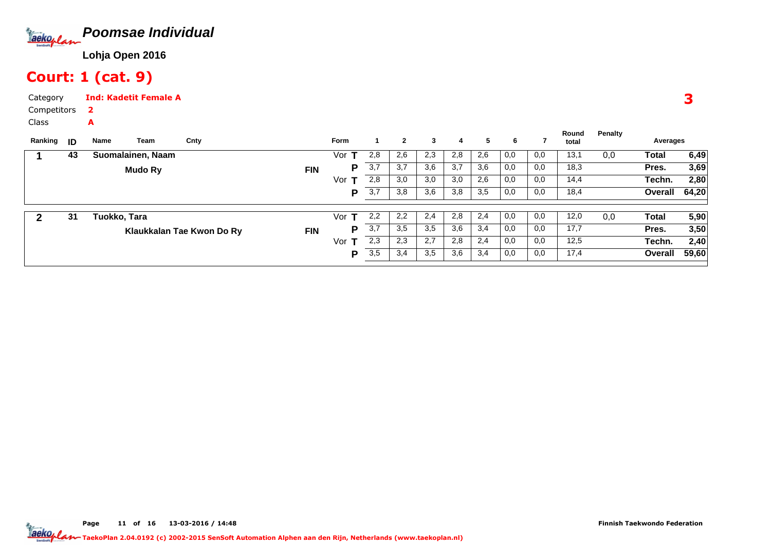# Poomsae Individual

**Lohja Open 2016**

## Court: 1 (cat. 9)

Category **Ind: Kadetit Female A**
Competitors **2**
Class **A**

**3**

| Ranking | ID | Name | Team | Cnty | Form | | 1 | 2 | 3 | 4 | 5 | 6 | 7 | Round total | Penalty | Averages | |
|---|---|---|---|---|---|---|---|---|---|---|---|---|---|---|---|---|---|
| **1** | **43** | **Suomalainen, Naam** | | | Vor | **T** | 2,8 | 2,6 | 2,3 | 2,8 | 2,6 | 0,0 | 0,0 | 13,1 | 0,0 | **Total** | **6,49** |
| | | | **Mudo Ry** | **FIN** | | **P** | 3,7 | 3,7 | 3,6 | 3,7 | 3,6 | 0,0 | 0,0 | 18,3 | | **Pres.** | **3,69** |
| | | | | | Vor | **T** | 2,8 | 3,0 | 3,0 | 3,0 | 2,6 | 0,0 | 0,0 | 14,4 | | **Techn.** | **2,80** |
| | | | | | | **P** | 3,7 | 3,8 | 3,6 | 3,8 | 3,5 | 0,0 | 0,0 | 18,4 | | **Overall** | **64,20** |
| **2** | **31** | **Tuokko, Tara** | | | Vor | **T** | 2,2 | 2,2 | 2,4 | 2,8 | 2,4 | 0,0 | 0,0 | 12,0 | 0,0 | **Total** | **5,90** |
| | | | **Klaukkalan Tae Kwon Do Ry** | **FIN** | | **P** | 3,7 | 3,5 | 3,5 | 3,6 | 3,4 | 0,0 | 0,0 | 17,7 | | **Pres.** | **3,50** |
| | | | | | Vor | **T** | 2,3 | 2,3 | 2,7 | 2,8 | 2,4 | 0,0 | 0,0 | 12,5 | | **Techn.** | **2,40** |
| | | | | | | **P** | 3,5 | 3,4 | 3,5 | 3,6 | 3,4 | 0,0 | 0,0 | 17,4 | | **Overall** | **59,60** |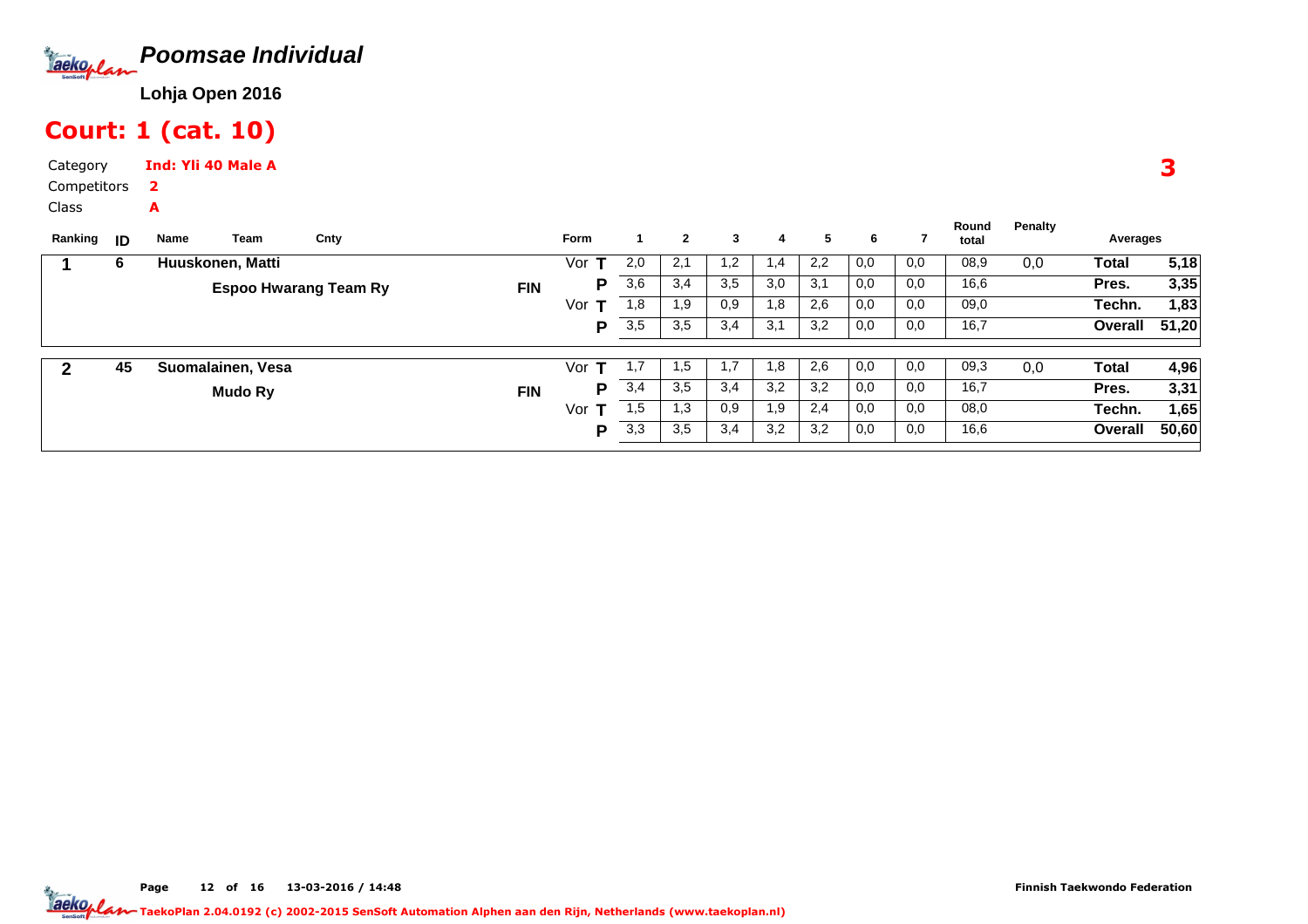# Poomsae Individual

**Lohja Open 2016**

## Court: 1 (cat. 10)

Category **Ind: Yli 40 Male A**

Competitors **2**

Class **A**

3

| Ranking | ID | Name / Team | Cnty | Form | | 1 | 2 | 3 | 4 | 5 | 6 | 7 | Round total | Penalty | Averages | |
|---|---|---|---|---|---|---|---|---|---|---|---|---|---|---|---|---|
| 1 | 6 | Huuskonen, Matti | | Vor | T | 2,0 | 2,1 | 1,2 | 1,4 | 2,2 | 0,0 | 0,0 | 08,9 | 0,0 | Total | 5,18 |
| | | Espoo Hwarang Team Ry | FIN | | P | 3,6 | 3,4 | 3,5 | 3,0 | 3,1 | 0,0 | 0,0 | 16,6 | | Pres. | 3,35 |
| | | | | Vor | T | 1,8 | 1,9 | 0,9 | 1,8 | 2,6 | 0,0 | 0,0 | 09,0 | | Techn. | 1,83 |
| | | | | | P | 3,5 | 3,5 | 3,4 | 3,1 | 3,2 | 0,0 | 0,0 | 16,7 | | Overall | 51,20 |
| 2 | 45 | Suomalainen, Vesa | | Vor | T | 1,7 | 1,5 | 1,7 | 1,8 | 2,6 | 0,0 | 0,0 | 09,3 | 0,0 | Total | 4,96 |
| | | Mudo Ry | FIN | | P | 3,4 | 3,5 | 3,4 | 3,2 | 3,2 | 0,0 | 0,0 | 16,7 | | Pres. | 3,31 |
| | | | | Vor | T | 1,5 | 1,3 | 0,9 | 1,9 | 2,4 | 0,0 | 0,0 | 08,0 | | Techn. | 1,65 |
| | | | | | P | 3,3 | 3,5 | 3,4 | 3,2 | 3,2 | 0,0 | 0,0 | 16,6 | | Overall | 50,60 |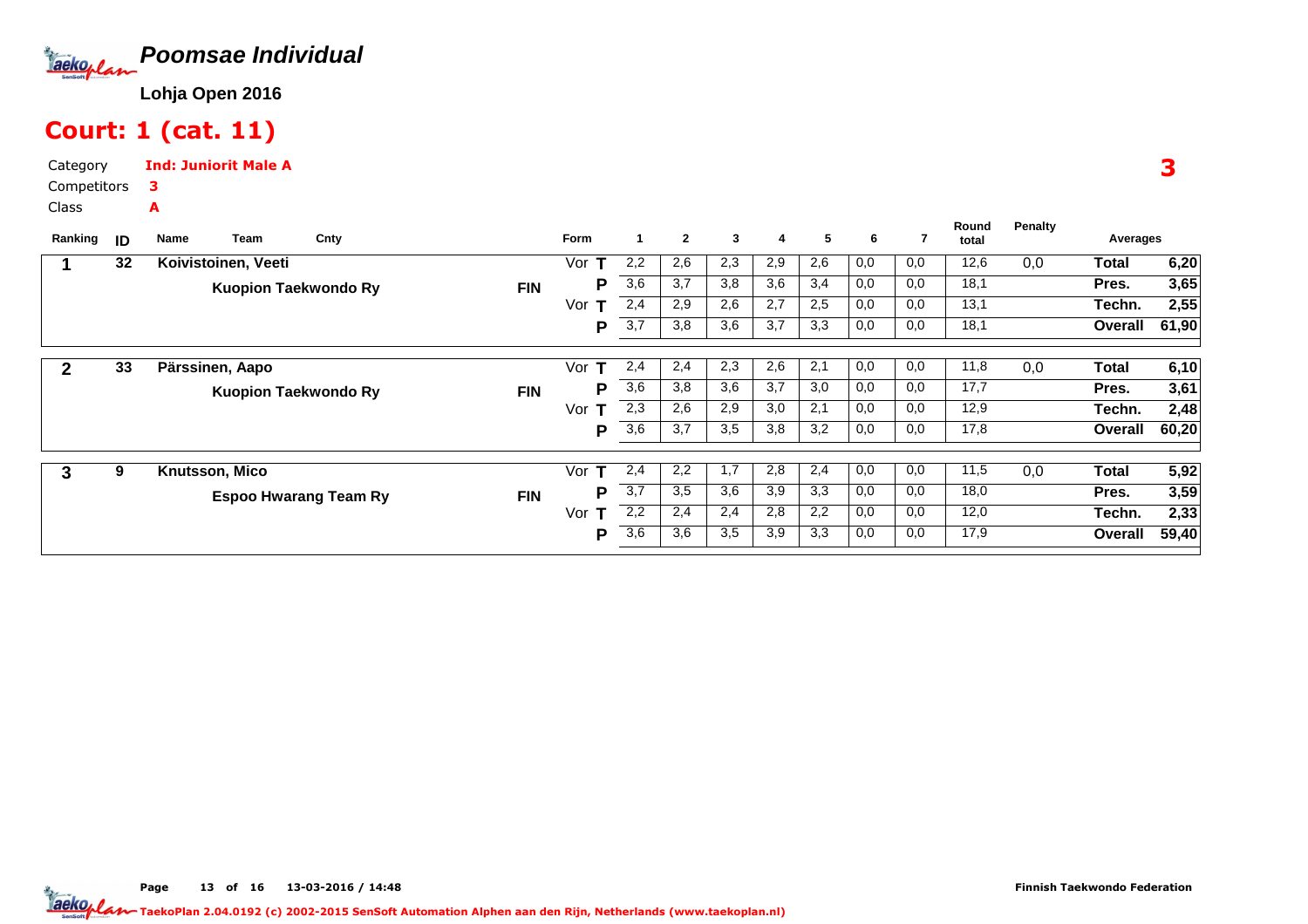# Poomsae Individual

**Lohja Open 2016**

## Court: 1 (cat. 11)

Category **Ind: Juniorit Male A**

Competitors **3**

Class **A**

**3**

| Ranking | ID | Name | Team | Cnty | Form | | 1 | 2 | 3 | 4 | 5 | 6 | 7 | Round total | Penalty | Averages | |
|---|---|---|---|---|---|---|---|---|---|---|---|---|---|---|---|---|---|
| 1 | 32 | Koivistoinen, Veeti | | | Vor | T | 2,2 | 2,6 | 2,3 | 2,9 | 2,6 | 0,0 | 0,0 | 12,6 | 0,0 | Total | 6,20 |
| | | | Kuopion Taekwondo Ry | FIN | | P | 3,6 | 3,7 | 3,8 | 3,6 | 3,4 | 0,0 | 0,0 | 18,1 | | Pres. | 3,65 |
| | | | | | Vor | T | 2,4 | 2,9 | 2,6 | 2,7 | 2,5 | 0,0 | 0,0 | 13,1 | | Techn. | 2,55 |
| | | | | | | P | 3,7 | 3,8 | 3,6 | 3,7 | 3,3 | 0,0 | 0,0 | 18,1 | | Overall | 61,90 |
| 2 | 33 | Pärssinen, Aapo | | | Vor | T | 2,4 | 2,4 | 2,3 | 2,6 | 2,1 | 0,0 | 0,0 | 11,8 | 0,0 | Total | 6,10 |
| | | | Kuopion Taekwondo Ry | FIN | | P | 3,6 | 3,8 | 3,6 | 3,7 | 3,0 | 0,0 | 0,0 | 17,7 | | Pres. | 3,61 |
| | | | | | Vor | T | 2,3 | 2,6 | 2,9 | 3,0 | 2,1 | 0,0 | 0,0 | 12,9 | | Techn. | 2,48 |
| | | | | | | P | 3,6 | 3,7 | 3,5 | 3,8 | 3,2 | 0,0 | 0,0 | 17,8 | | Overall | 60,20 |
| 3 | 9 | Knutsson, Mico | | | Vor | T | 2,4 | 2,2 | 1,7 | 2,8 | 2,4 | 0,0 | 0,0 | 11,5 | 0,0 | Total | 5,92 |
| | | | Espoo Hwarang Team Ry | FIN | | P | 3,7 | 3,5 | 3,6 | 3,9 | 3,3 | 0,0 | 0,0 | 18,0 | | Pres. | 3,59 |
| | | | | | Vor | T | 2,2 | 2,4 | 2,4 | 2,8 | 2,2 | 0,0 | 0,0 | 12,0 | | Techn. | 2,33 |
| | | | | | | P | 3,6 | 3,6 | 3,5 | 3,9 | 3,3 | 0,0 | 0,0 | 17,9 | | Overall | 59,40 |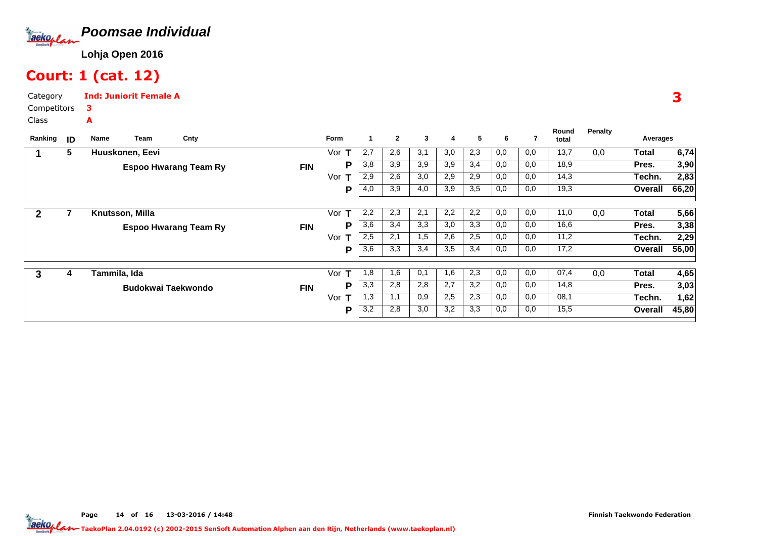# Poomsae Individual

**Lohja Open 2016**

## Court: 1 (cat. 12)

Category **Ind: Juniorit Female A**

Competitors **3**

Class **A**

**3**

| Ranking | ID | Name | Team | Cnty | Form | | 1 | 2 | 3 | 4 | 5 | 6 | 7 | Round total | Penalty | Averages | |
|---|---|---|---|---|---|---|---|---|---|---|---|---|---|---|---|---|---|
| 1 | 5 | Huuskonen, Eevi | | | Vor | T | 2,7 | 2,6 | 3,1 | 3,0 | 2,3 | 0,0 | 0,0 | 13,7 | 0,0 | Total | 6,74 |
| | | | Espoo Hwarang Team Ry | FIN | | P | 3,8 | 3,9 | 3,9 | 3,9 | 3,4 | 0,0 | 0,0 | 18,9 | | Pres. | 3,90 |
| | | | | | Vor | T | 2,9 | 2,6 | 3,0 | 2,9 | 2,9 | 0,0 | 0,0 | 14,3 | | Techn. | 2,83 |
| | | | | | | P | 4,0 | 3,9 | 4,0 | 3,9 | 3,5 | 0,0 | 0,0 | 19,3 | | Overall | 66,20 |
| 2 | 7 | Knutsson, Milla | | | Vor | T | 2,2 | 2,3 | 2,1 | 2,2 | 2,2 | 0,0 | 0,0 | 11,0 | 0,0 | Total | 5,66 |
| | | | Espoo Hwarang Team Ry | FIN | | P | 3,6 | 3,4 | 3,3 | 3,0 | 3,3 | 0,0 | 0,0 | 16,6 | | Pres. | 3,38 |
| | | | | | Vor | T | 2,5 | 2,1 | 1,5 | 2,6 | 2,5 | 0,0 | 0,0 | 11,2 | | Techn. | 2,29 |
| | | | | | | P | 3,6 | 3,3 | 3,4 | 3,5 | 3,4 | 0,0 | 0,0 | 17,2 | | Overall | 56,00 |
| 3 | 4 | Tammila, Ida | | | Vor | T | 1,8 | 1,6 | 0,1 | 1,6 | 2,3 | 0,0 | 0,0 | 07,4 | 0,0 | Total | 4,65 |
| | | | Budokwai Taekwondo | FIN | | P | 3,3 | 2,8 | 2,8 | 2,7 | 3,2 | 0,0 | 0,0 | 14,8 | | Pres. | 3,03 |
| | | | | | Vor | T | 1,3 | 1,1 | 0,9 | 2,5 | 2,3 | 0,0 | 0,0 | 08,1 | | Techn. | 1,62 |
| | | | | | | P | 3,2 | 2,8 | 3,0 | 3,2 | 3,3 | 0,0 | 0,0 | 15,5 | | Overall | 45,80 |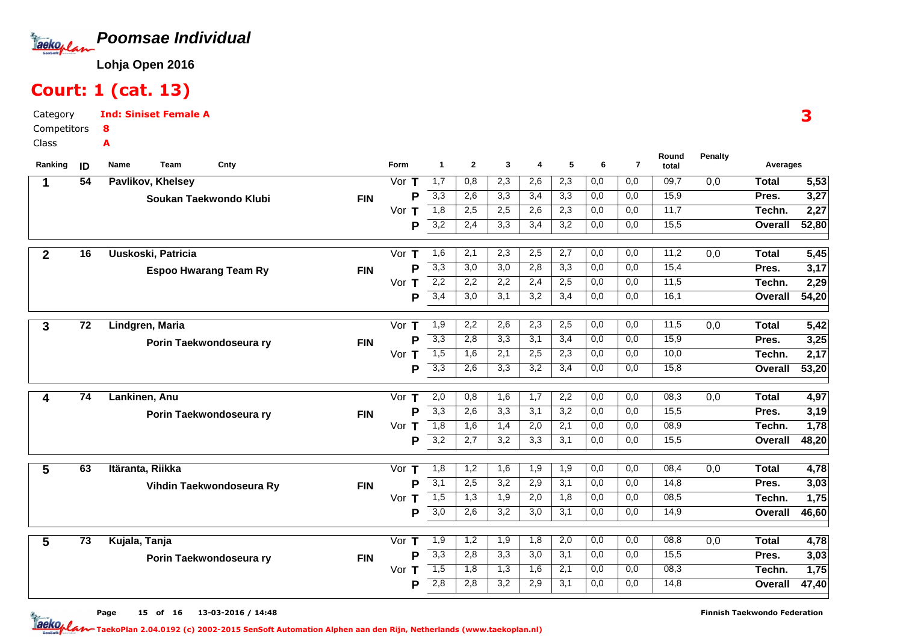# Poomsae Individual

**Lohja Open 2016**

## Court: 1 (cat. 13)

Category **Ind: Siniset Female A**

Competitors **8**

Class **A**

**3**

| Ranking | ID | Name / Team | Cnty | Form | | 1 | 2 | 3 | 4 | 5 | 6 | 7 | Round total | Penalty | Averages | |
|---|---|---|---|---|---|---|---|---|---|---|---|---|---|---|---|---|
| 1 | 54 | Pavlikov, Khelsey | | Vor | T | 1,7 | 0,8 | 2,3 | 2,6 | 2,3 | 0,0 | 0,0 | 09,7 | 0,0 | Total | 5,53 |
| | | Soukan Taekwondo Klubi | FIN | | P | 3,3 | 2,6 | 3,3 | 3,4 | 3,3 | 0,0 | 0,0 | 15,9 | | Pres. | 3,27 |
| | | | | Vor | T | 1,8 | 2,5 | 2,5 | 2,6 | 2,3 | 0,0 | 0,0 | 11,7 | | Techn. | 2,27 |
| | | | | | P | 3,2 | 2,4 | 3,3 | 3,4 | 3,2 | 0,0 | 0,0 | 15,5 | | Overall | 52,80 |
| 2 | 16 | Uuskoski, Patricia | | Vor | T | 1,6 | 2,1 | 2,3 | 2,5 | 2,7 | 0,0 | 0,0 | 11,2 | 0,0 | Total | 5,45 |
| | | Espoo Hwarang Team Ry | FIN | | P | 3,3 | 3,0 | 3,0 | 2,8 | 3,3 | 0,0 | 0,0 | 15,4 | | Pres. | 3,17 |
| | | | | Vor | T | 2,2 | 2,2 | 2,2 | 2,4 | 2,5 | 0,0 | 0,0 | 11,5 | | Techn. | 2,29 |
| | | | | | P | 3,4 | 3,0 | 3,1 | 3,2 | 3,4 | 0,0 | 0,0 | 16,1 | | Overall | 54,20 |
| 3 | 72 | Lindgren, Maria | | Vor | T | 1,9 | 2,2 | 2,6 | 2,3 | 2,5 | 0,0 | 0,0 | 11,5 | 0,0 | Total | 5,42 |
| | | Porin Taekwondoseura ry | FIN | | P | 3,3 | 2,8 | 3,3 | 3,1 | 3,4 | 0,0 | 0,0 | 15,9 | | Pres. | 3,25 |
| | | | | Vor | T | 1,5 | 1,6 | 2,1 | 2,5 | 2,3 | 0,0 | 0,0 | 10,0 | | Techn. | 2,17 |
| | | | | | P | 3,3 | 2,6 | 3,3 | 3,2 | 3,4 | 0,0 | 0,0 | 15,8 | | Overall | 53,20 |
| 4 | 74 | Lankinen, Anu | | Vor | T | 2,0 | 0,8 | 1,6 | 1,7 | 2,2 | 0,0 | 0,0 | 08,3 | 0,0 | Total | 4,97 |
| | | Porin Taekwondoseura ry | FIN | | P | 3,3 | 2,6 | 3,3 | 3,1 | 3,2 | 0,0 | 0,0 | 15,5 | | Pres. | 3,19 |
| | | | | Vor | T | 1,8 | 1,6 | 1,4 | 2,0 | 2,1 | 0,0 | 0,0 | 08,9 | | Techn. | 1,78 |
| | | | | | P | 3,2 | 2,7 | 3,2 | 3,3 | 3,1 | 0,0 | 0,0 | 15,5 | | Overall | 48,20 |
| 5 | 63 | Itäranta, Riikka | | Vor | T | 1,8 | 1,2 | 1,6 | 1,9 | 1,9 | 0,0 | 0,0 | 08,4 | 0,0 | Total | 4,78 |
| | | Vihdin Taekwondoseura Ry | FIN | | P | 3,1 | 2,5 | 3,2 | 2,9 | 3,1 | 0,0 | 0,0 | 14,8 | | Pres. | 3,03 |
| | | | | Vor | T | 1,5 | 1,3 | 1,9 | 2,0 | 1,8 | 0,0 | 0,0 | 08,5 | | Techn. | 1,75 |
| | | | | | P | 3,0 | 2,6 | 3,2 | 3,0 | 3,1 | 0,0 | 0,0 | 14,9 | | Overall | 46,60 |
| 5 | 73 | Kujala, Tanja | | Vor | T | 1,9 | 1,2 | 1,9 | 1,8 | 2,0 | 0,0 | 0,0 | 08,8 | 0,0 | Total | 4,78 |
| | | Porin Taekwondoseura ry | FIN | | P | 3,3 | 2,8 | 3,3 | 3,0 | 3,1 | 0,0 | 0,0 | 15,5 | | Pres. | 3,03 |
| | | | | Vor | T | 1,5 | 1,8 | 1,3 | 1,6 | 2,1 | 0,0 | 0,0 | 08,3 | | Techn. | 1,75 |
| | | | | | P | 2,8 | 2,8 | 3,2 | 2,9 | 3,1 | 0,0 | 0,0 | 14,8 | | Overall | 47,40 |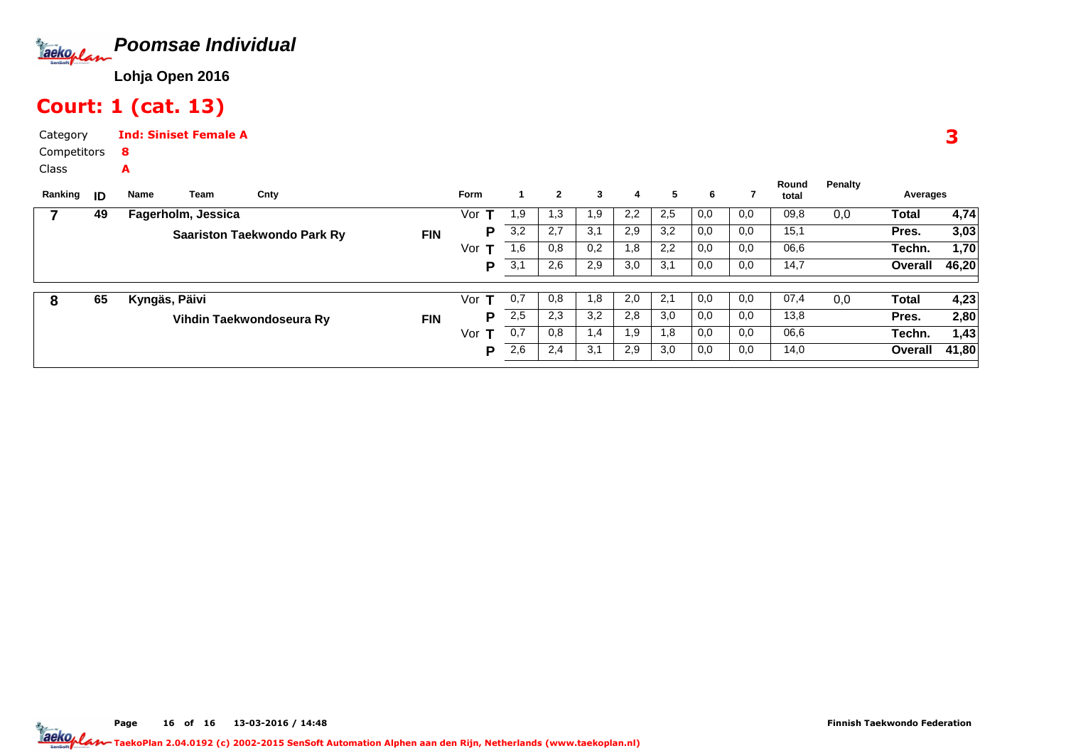# Poomsae Individual

**Lohja Open 2016**

## Court: 1 (cat. 13)

Category **Ind: Siniset Female A**

Competitors **8**

Class **A**

**3**

| Ranking | ID | Name / Team | Cnty | Form | | 1 | 2 | 3 | 4 | 5 | 6 | 7 | Round total | Penalty | Averages | |
|---|---|---|---|---|---|---|---|---|---|---|---|---|---|---|---|---|
| 7 | 49 | Fagerholm, Jessica | | Vor | T | 1,9 | 1,3 | 1,9 | 2,2 | 2,5 | 0,0 | 0,0 | 09,8 | 0,0 | Total | 4,74 |
| | | Saariston Taekwondo Park Ry | FIN | | P | 3,2 | 2,7 | 3,1 | 2,9 | 3,2 | 0,0 | 0,0 | 15,1 | | Pres. | 3,03 |
| | | | | Vor | T | 1,6 | 0,8 | 0,2 | 1,8 | 2,2 | 0,0 | 0,0 | 06,6 | | Techn. | 1,70 |
| | | | | | P | 3,1 | 2,6 | 2,9 | 3,0 | 3,1 | 0,0 | 0,0 | 14,7 | | Overall | 46,20 |
| 8 | 65 | Kyngäs, Päivi | | Vor | T | 0,7 | 0,8 | 1,8 | 2,0 | 2,1 | 0,0 | 0,0 | 07,4 | 0,0 | Total | 4,23 |
| | | Vihdin Taekwondoseura Ry | FIN | | P | 2,5 | 2,3 | 3,2 | 2,8 | 3,0 | 0,0 | 0,0 | 13,8 | | Pres. | 2,80 |
| | | | | Vor | T | 0,7 | 0,8 | 1,4 | 1,9 | 1,8 | 0,0 | 0,0 | 06,6 | | Techn. | 1,43 |
| | | | | | P | 2,6 | 2,4 | 3,1 | 2,9 | 3,0 | 0,0 | 0,0 | 14,0 | | Overall | 41,80 |

13-03-2016 / 14:48 — Finnish Taekwondo Federation

TaekoPlan 2.04.0192 (c) 2002-2015 SenSoft Automation Alphen aan den Rijn, Netherlands (www.taekoplan.nl)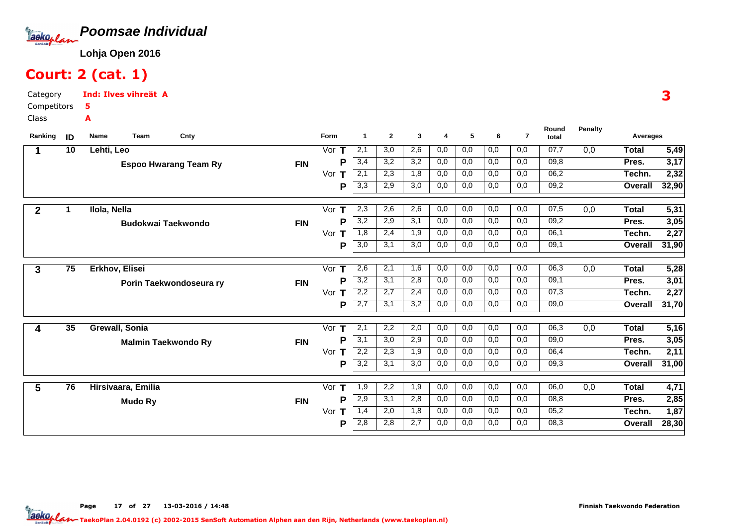# Poomsae Individual

**Lohja Open 2016**

## Court: 2 (cat. 1)

Category **Ind: Ilves vihreät A**
Competitors **5**
Class **A**

**3**

| Ranking | ID | Name / Team | Cnty | Form | | 1 | 2 | 3 | 4 | 5 | 6 | 7 | Round total | Penalty | Averages | |
|---|---|---|---|---|---|---|---|---|---|---|---|---|---|---|---|---|
| 1 | 10 | Lehti, Leo | | Vor | T | 2,1 | 3,0 | 2,6 | 0,0 | 0,0 | 0,0 | 0,0 | 07,7 | 0,0 | Total | 5,49 |
| | | Espoo Hwarang Team Ry | FIN | | P | 3,4 | 3,2 | 3,2 | 0,0 | 0,0 | 0,0 | 0,0 | 09,8 | | Pres. | 3,17 |
| | | | | Vor | T | 2,1 | 2,3 | 1,8 | 0,0 | 0,0 | 0,0 | 0,0 | 06,2 | | Techn. | 2,32 |
| | | | | | P | 3,3 | 2,9 | 3,0 | 0,0 | 0,0 | 0,0 | 0,0 | 09,2 | | Overall | 32,90 |
| 2 | 1 | Ilola, Nella | | Vor | T | 2,3 | 2,6 | 2,6 | 0,0 | 0,0 | 0,0 | 0,0 | 07,5 | 0,0 | Total | 5,31 |
| | | Budokwai Taekwondo | FIN | | P | 3,2 | 2,9 | 3,1 | 0,0 | 0,0 | 0,0 | 0,0 | 09,2 | | Pres. | 3,05 |
| | | | | Vor | T | 1,8 | 2,4 | 1,9 | 0,0 | 0,0 | 0,0 | 0,0 | 06,1 | | Techn. | 2,27 |
| | | | | | P | 3,0 | 3,1 | 3,0 | 0,0 | 0,0 | 0,0 | 0,0 | 09,1 | | Overall | 31,90 |
| 3 | 75 | Erkhov, Elisei | | Vor | T | 2,6 | 2,1 | 1,6 | 0,0 | 0,0 | 0,0 | 0,0 | 06,3 | 0,0 | Total | 5,28 |
| | | Porin Taekwondoseura ry | FIN | | P | 3,2 | 3,1 | 2,8 | 0,0 | 0,0 | 0,0 | 0,0 | 09,1 | | Pres. | 3,01 |
| | | | | Vor | T | 2,2 | 2,7 | 2,4 | 0,0 | 0,0 | 0,0 | 0,0 | 07,3 | | Techn. | 2,27 |
| | | | | | P | 2,7 | 3,1 | 3,2 | 0,0 | 0,0 | 0,0 | 0,0 | 09,0 | | Overall | 31,70 |
| 4 | 35 | Grewall, Sonia | | Vor | T | 2,1 | 2,2 | 2,0 | 0,0 | 0,0 | 0,0 | 0,0 | 06,3 | 0,0 | Total | 5,16 |
| | | Malmin Taekwondo Ry | FIN | | P | 3,1 | 3,0 | 2,9 | 0,0 | 0,0 | 0,0 | 0,0 | 09,0 | | Pres. | 3,05 |
| | | | | Vor | T | 2,2 | 2,3 | 1,9 | 0,0 | 0,0 | 0,0 | 0,0 | 06,4 | | Techn. | 2,11 |
| | | | | | P | 3,2 | 3,1 | 3,0 | 0,0 | 0,0 | 0,0 | 0,0 | 09,3 | | Overall | 31,00 |
| 5 | 76 | Hirsivaara, Emilia | | Vor | T | 1,9 | 2,2 | 1,9 | 0,0 | 0,0 | 0,0 | 0,0 | 06,0 | 0,0 | Total | 4,71 |
| | | Mudo Ry | FIN | | P | 2,9 | 3,1 | 2,8 | 0,0 | 0,0 | 0,0 | 0,0 | 08,8 | | Pres. | 2,85 |
| | | | | Vor | T | 1,4 | 2,0 | 1,8 | 0,0 | 0,0 | 0,0 | 0,0 | 05,2 | | Techn. | 1,87 |
| | | | | | P | 2,8 | 2,8 | 2,7 | 0,0 | 0,0 | 0,0 | 0,0 | 08,3 | | Overall | 28,30 |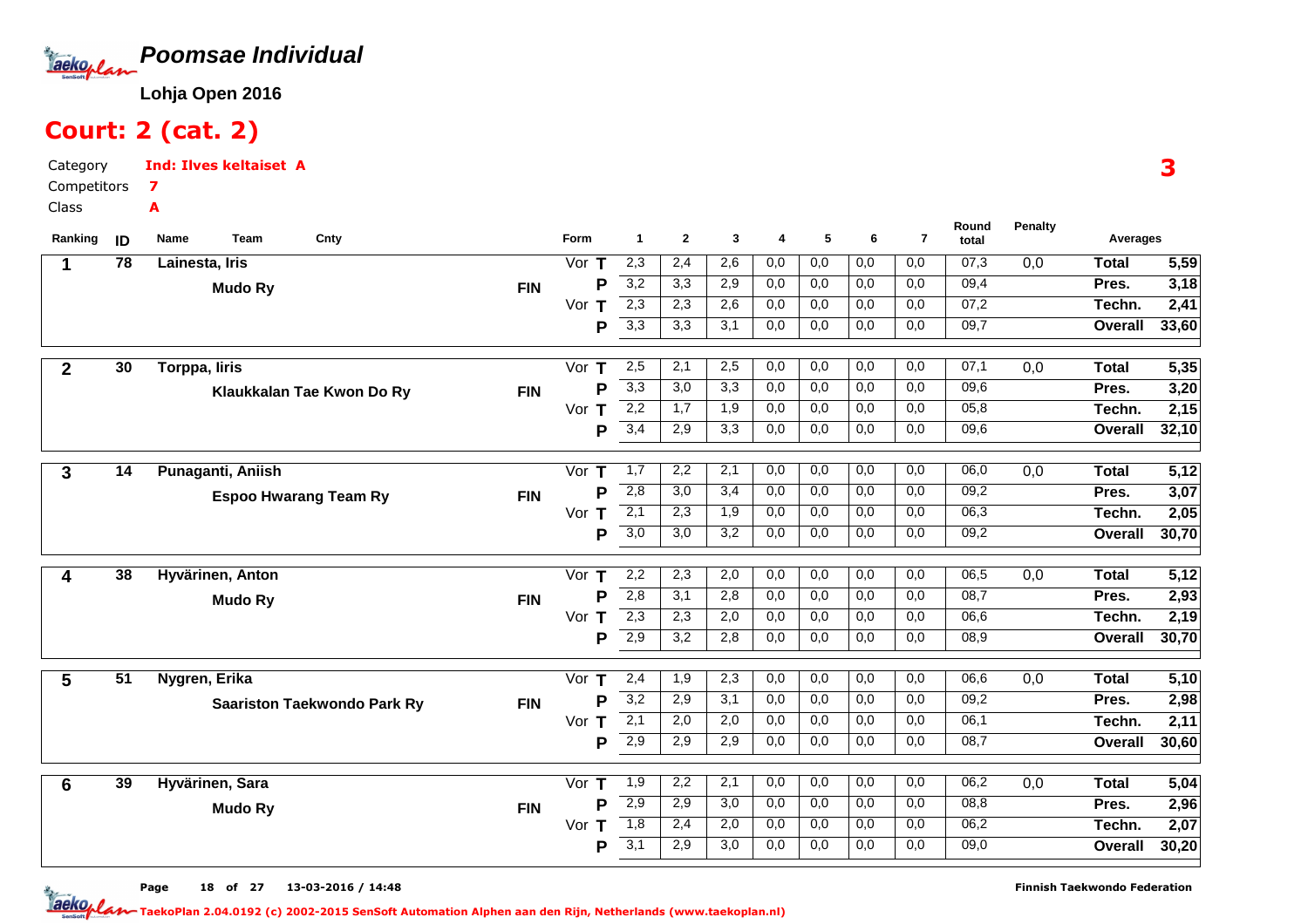# Poomsae Individual

**Lohja Open 2016**

## Court: 2 (cat. 2)

Category **Ind: Ilves keltaiset A**

Competitors **7**

Class **A**

3

| Ranking | ID | Name / Team | Cnty | Form | | 1 | 2 | 3 | 4 | 5 | 6 | 7 | Round total | Penalty | Averages | |
|---|---|---|---|---|---|---|---|---|---|---|---|---|---|---|---|---|
| 1 | 78 | Lainesta, Iris | | Vor | T | 2,3 | 2,4 | 2,6 | 0,0 | 0,0 | 0,0 | 0,0 | 07,3 | 0,0 | Total | 5,59 |
| | | Mudo Ry | FIN | | P | 3,2 | 3,3 | 2,9 | 0,0 | 0,0 | 0,0 | 0,0 | 09,4 | | Pres. | 3,18 |
| | | | | Vor | T | 2,3 | 2,3 | 2,6 | 0,0 | 0,0 | 0,0 | 0,0 | 07,2 | | Techn. | 2,41 |
| | | | | | P | 3,3 | 3,3 | 3,1 | 0,0 | 0,0 | 0,0 | 0,0 | 09,7 | | Overall | 33,60 |
| 2 | 30 | Torppa, Iiris | | Vor | T | 2,5 | 2,1 | 2,5 | 0,0 | 0,0 | 0,0 | 0,0 | 07,1 | 0,0 | Total | 5,35 |
| | | Klaukkalan Tae Kwon Do Ry | FIN | | P | 3,3 | 3,0 | 3,3 | 0,0 | 0,0 | 0,0 | 0,0 | 09,6 | | Pres. | 3,20 |
| | | | | Vor | T | 2,2 | 1,7 | 1,9 | 0,0 | 0,0 | 0,0 | 0,0 | 05,8 | | Techn. | 2,15 |
| | | | | | P | 3,4 | 2,9 | 3,3 | 0,0 | 0,0 | 0,0 | 0,0 | 09,6 | | Overall | 32,10 |
| 3 | 14 | Punaganti, Aniish | | Vor | T | 1,7 | 2,2 | 2,1 | 0,0 | 0,0 | 0,0 | 0,0 | 06,0 | 0,0 | Total | 5,12 |
| | | Espoo Hwarang Team Ry | FIN | | P | 2,8 | 3,0 | 3,4 | 0,0 | 0,0 | 0,0 | 0,0 | 09,2 | | Pres. | 3,07 |
| | | | | Vor | T | 2,1 | 2,3 | 1,9 | 0,0 | 0,0 | 0,0 | 0,0 | 06,3 | | Techn. | 2,05 |
| | | | | | P | 3,0 | 3,0 | 3,2 | 0,0 | 0,0 | 0,0 | 0,0 | 09,2 | | Overall | 30,70 |
| 4 | 38 | Hyvärinen, Anton | | Vor | T | 2,2 | 2,3 | 2,0 | 0,0 | 0,0 | 0,0 | 0,0 | 06,5 | 0,0 | Total | 5,12 |
| | | Mudo Ry | FIN | | P | 2,8 | 3,1 | 2,8 | 0,0 | 0,0 | 0,0 | 0,0 | 08,7 | | Pres. | 2,93 |
| | | | | Vor | T | 2,3 | 2,3 | 2,0 | 0,0 | 0,0 | 0,0 | 0,0 | 06,6 | | Techn. | 2,19 |
| | | | | | P | 2,9 | 3,2 | 2,8 | 0,0 | 0,0 | 0,0 | 0,0 | 08,9 | | Overall | 30,70 |
| 5 | 51 | Nygren, Erika | | Vor | T | 2,4 | 1,9 | 2,3 | 0,0 | 0,0 | 0,0 | 0,0 | 06,6 | 0,0 | Total | 5,10 |
| | | Saariston Taekwondo Park Ry | FIN | | P | 3,2 | 2,9 | 3,1 | 0,0 | 0,0 | 0,0 | 0,0 | 09,2 | | Pres. | 2,98 |
| | | | | Vor | T | 2,1 | 2,0 | 2,0 | 0,0 | 0,0 | 0,0 | 0,0 | 06,1 | | Techn. | 2,11 |
| | | | | | P | 2,9 | 2,9 | 2,9 | 0,0 | 0,0 | 0,0 | 0,0 | 08,7 | | Overall | 30,60 |
| 6 | 39 | Hyvärinen, Sara | | Vor | T | 1,9 | 2,2 | 2,1 | 0,0 | 0,0 | 0,0 | 0,0 | 06,2 | 0,0 | Total | 5,04 |
| | | Mudo Ry | FIN | | P | 2,9 | 2,9 | 3,0 | 0,0 | 0,0 | 0,0 | 0,0 | 08,8 | | Pres. | 2,96 |
| | | | | Vor | T | 1,8 | 2,4 | 2,0 | 0,0 | 0,0 | 0,0 | 0,0 | 06,2 | | Techn. | 2,07 |
| | | | | | P | 3,1 | 2,9 | 3,0 | 0,0 | 0,0 | 0,0 | 0,0 | 09,0 | | Overall | 30,20 |

Page 18 of 27 13-03-2016 / 14:48

Finnish Taekwondo Federation

TaekoPlan 2.04.0192 (c) 2002-2015 SenSoft Automation Alphen aan den Rijn, Netherlands (www.taekoplan.nl)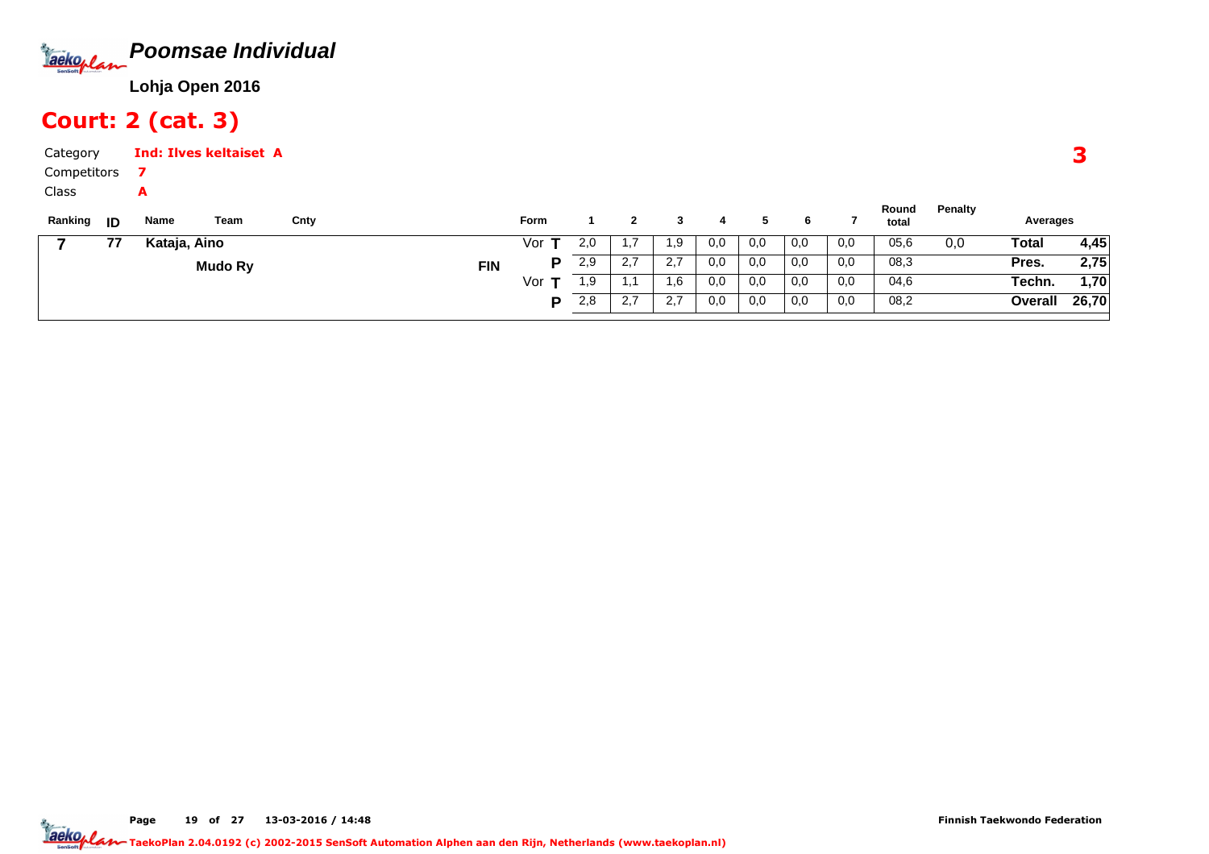# Poomsae Individual

**Lohja Open 2016**

## Court: 2 (cat. 3)

Category **Ind: Ilves keltaiset A**

Competitors **7**

Class **A**

**3**

| Ranking | ID | Name | Team | Cnty | Form | | 1 | 2 | 3 | 4 | 5 | 6 | 7 | Round total | Penalty | Averages | |
|---|---|---|---|---|---|---|---|---|---|---|---|---|---|---|---|---|---|
| 7 | 77 | Kataja, Aino | | | Vor | T | 2,0 | 1,7 | 1,9 | 0,0 | 0,0 | 0,0 | 0,0 | 05,6 | 0,0 | Total | 4,45 |
| | | | Mudo Ry | FIN | | P | 2,9 | 2,7 | 2,7 | 0,0 | 0,0 | 0,0 | 0,0 | 08,3 | | Pres. | 2,75 |
| | | | | | Vor | T | 1,9 | 1,1 | 1,6 | 0,0 | 0,0 | 0,0 | 0,0 | 04,6 | | Techn. | 1,70 |
| | | | | | | P | 2,8 | 2,7 | 2,7 | 0,0 | 0,0 | 0,0 | 0,0 | 08,2 | | Overall | 26,70 |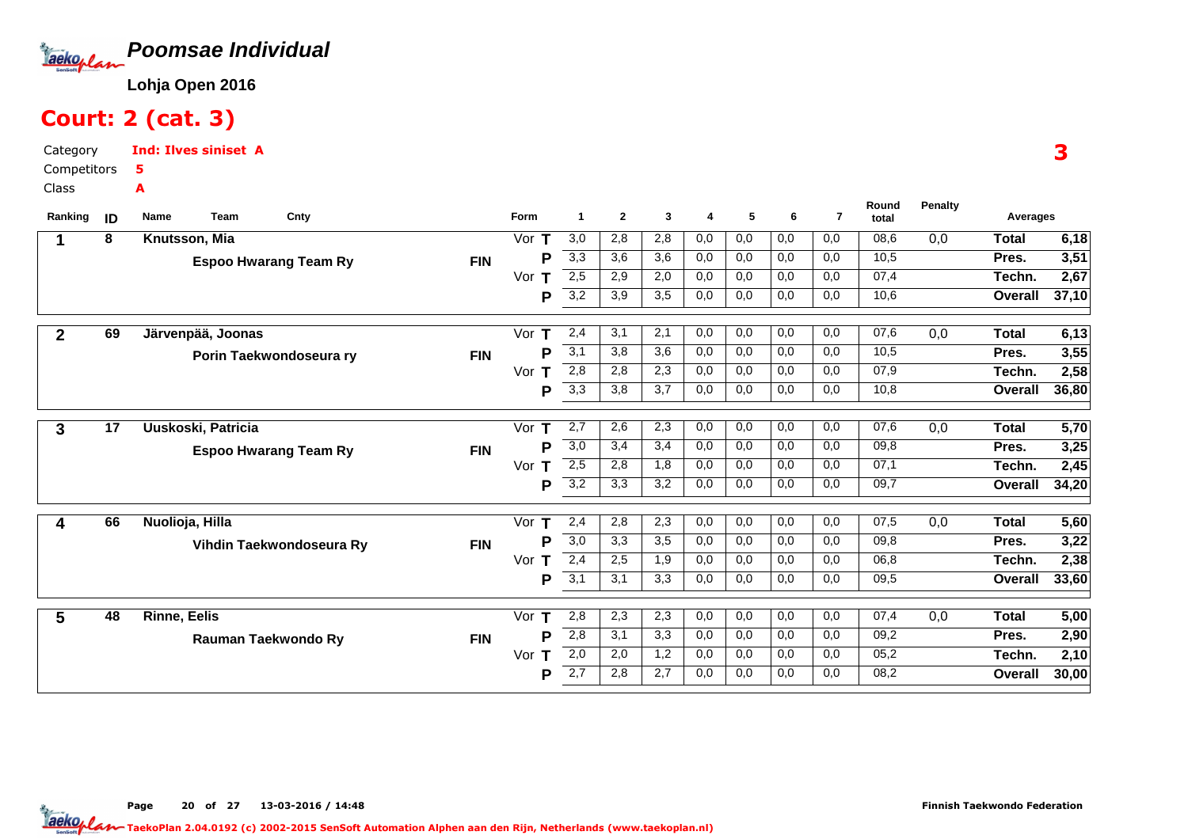# Poomsae Individual

**Lohja Open 2016**

## Court: 2 (cat. 3)

Category **Ind: Ilves siniset A**
Competitors **5**
Class **A**

**3**

| Ranking | ID | Name / Team | Cnty | Form | | 1 | 2 | 3 | 4 | 5 | 6 | 7 | Round total | Penalty | Averages | |
|---|---|---|---|---|---|---|---|---|---|---|---|---|---|---|---|---|
| 1 | 8 | Knutsson, Mia | | Vor | T | 3,0 | 2,8 | 2,8 | 0,0 | 0,0 | 0,0 | 0,0 | 08,6 | 0,0 | Total | 6,18 |
| | | Espoo Hwarang Team Ry | FIN | | P | 3,3 | 3,6 | 3,6 | 0,0 | 0,0 | 0,0 | 0,0 | 10,5 | | Pres. | 3,51 |
| | | | | Vor | T | 2,5 | 2,9 | 2,0 | 0,0 | 0,0 | 0,0 | 0,0 | 07,4 | | Techn. | 2,67 |
| | | | | | P | 3,2 | 3,9 | 3,5 | 0,0 | 0,0 | 0,0 | 0,0 | 10,6 | | Overall | 37,10 |
| 2 | 69 | Järvenpää, Joonas | | Vor | T | 2,4 | 3,1 | 2,1 | 0,0 | 0,0 | 0,0 | 0,0 | 07,6 | 0,0 | Total | 6,13 |
| | | Porin Taekwondoseura ry | FIN | | P | 3,1 | 3,8 | 3,6 | 0,0 | 0,0 | 0,0 | 0,0 | 10,5 | | Pres. | 3,55 |
| | | | | Vor | T | 2,8 | 2,8 | 2,3 | 0,0 | 0,0 | 0,0 | 0,0 | 07,9 | | Techn. | 2,58 |
| | | | | | P | 3,3 | 3,8 | 3,7 | 0,0 | 0,0 | 0,0 | 0,0 | 10,8 | | Overall | 36,80 |
| 3 | 17 | Uuskoski, Patricia | | Vor | T | 2,7 | 2,6 | 2,3 | 0,0 | 0,0 | 0,0 | 0,0 | 07,6 | 0,0 | Total | 5,70 |
| | | Espoo Hwarang Team Ry | FIN | | P | 3,0 | 3,4 | 3,4 | 0,0 | 0,0 | 0,0 | 0,0 | 09,8 | | Pres. | 3,25 |
| | | | | Vor | T | 2,5 | 2,8 | 1,8 | 0,0 | 0,0 | 0,0 | 0,0 | 07,1 | | Techn. | 2,45 |
| | | | | | P | 3,2 | 3,3 | 3,2 | 0,0 | 0,0 | 0,0 | 0,0 | 09,7 | | Overall | 34,20 |
| 4 | 66 | Nuolioja, Hilla | | Vor | T | 2,4 | 2,8 | 2,3 | 0,0 | 0,0 | 0,0 | 0,0 | 07,5 | 0,0 | Total | 5,60 |
| | | Vihdin Taekwondoseura Ry | FIN | | P | 3,0 | 3,3 | 3,5 | 0,0 | 0,0 | 0,0 | 0,0 | 09,8 | | Pres. | 3,22 |
| | | | | Vor | T | 2,4 | 2,5 | 1,9 | 0,0 | 0,0 | 0,0 | 0,0 | 06,8 | | Techn. | 2,38 |
| | | | | | P | 3,1 | 3,1 | 3,3 | 0,0 | 0,0 | 0,0 | 0,0 | 09,5 | | Overall | 33,60 |
| 5 | 48 | Rinne, Eelis | | Vor | T | 2,8 | 2,3 | 2,3 | 0,0 | 0,0 | 0,0 | 0,0 | 07,4 | 0,0 | Total | 5,00 |
| | | Rauman Taekwondo Ry | FIN | | P | 2,8 | 3,1 | 3,3 | 0,0 | 0,0 | 0,0 | 0,0 | 09,2 | | Pres. | 2,90 |
| | | | | Vor | T | 2,0 | 2,0 | 1,2 | 0,0 | 0,0 | 0,0 | 0,0 | 05,2 | | Techn. | 2,10 |
| | | | | | P | 2,7 | 2,8 | 2,7 | 0,0 | 0,0 | 0,0 | 0,0 | 08,2 | | Overall | 30,00 |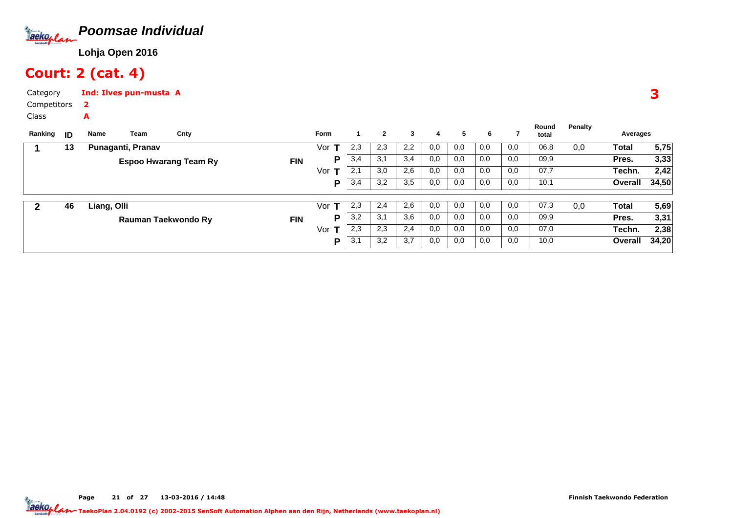# Poomsae Individual

**Lohja Open 2016**

## Court: 2 (cat. 4)

Category **Ind: Ilves pun-musta A**

Competitors **2**

Class **A**

**3**

| Ranking | ID | Name / Team | Cnty | Form | | 1 | 2 | 3 | 4 | 5 | 6 | 7 | Round total | Penalty | Averages | |
|---|---|---|---|---|---|---|---|---|---|---|---|---|---|---|---|---|
| **1** | **13** | **Punaganti, Pranav** | | Vor | **T** | 2,3 | 2,3 | 2,2 | 0,0 | 0,0 | 0,0 | 0,0 | 06,8 | 0,0 | **Total** | **5,75** |
| | | **Espoo Hwarang Team Ry** | **FIN** | | **P** | 3,4 | 3,1 | 3,4 | 0,0 | 0,0 | 0,0 | 0,0 | 09,9 | | **Pres.** | **3,33** |
| | | | | Vor | **T** | 2,1 | 3,0 | 2,6 | 0,0 | 0,0 | 0,0 | 0,0 | 07,7 | | **Techn.** | **2,42** |
| | | | | | **P** | 3,4 | 3,2 | 3,5 | 0,0 | 0,0 | 0,0 | 0,0 | 10,1 | | **Overall** | **34,50** |
| **2** | **46** | **Liang, Olli** | | Vor | **T** | 2,3 | 2,4 | 2,6 | 0,0 | 0,0 | 0,0 | 0,0 | 07,3 | 0,0 | **Total** | **5,69** |
| | | **Rauman Taekwondo Ry** | **FIN** | | **P** | 3,2 | 3,1 | 3,6 | 0,0 | 0,0 | 0,0 | 0,0 | 09,9 | | **Pres.** | **3,31** |
| | | | | Vor | **T** | 2,3 | 2,3 | 2,4 | 0,0 | 0,0 | 0,0 | 0,0 | 07,0 | | **Techn.** | **2,38** |
| | | | | | **P** | 3,1 | 3,2 | 3,7 | 0,0 | 0,0 | 0,0 | 0,0 | 10,0 | | **Overall** | **34,20** |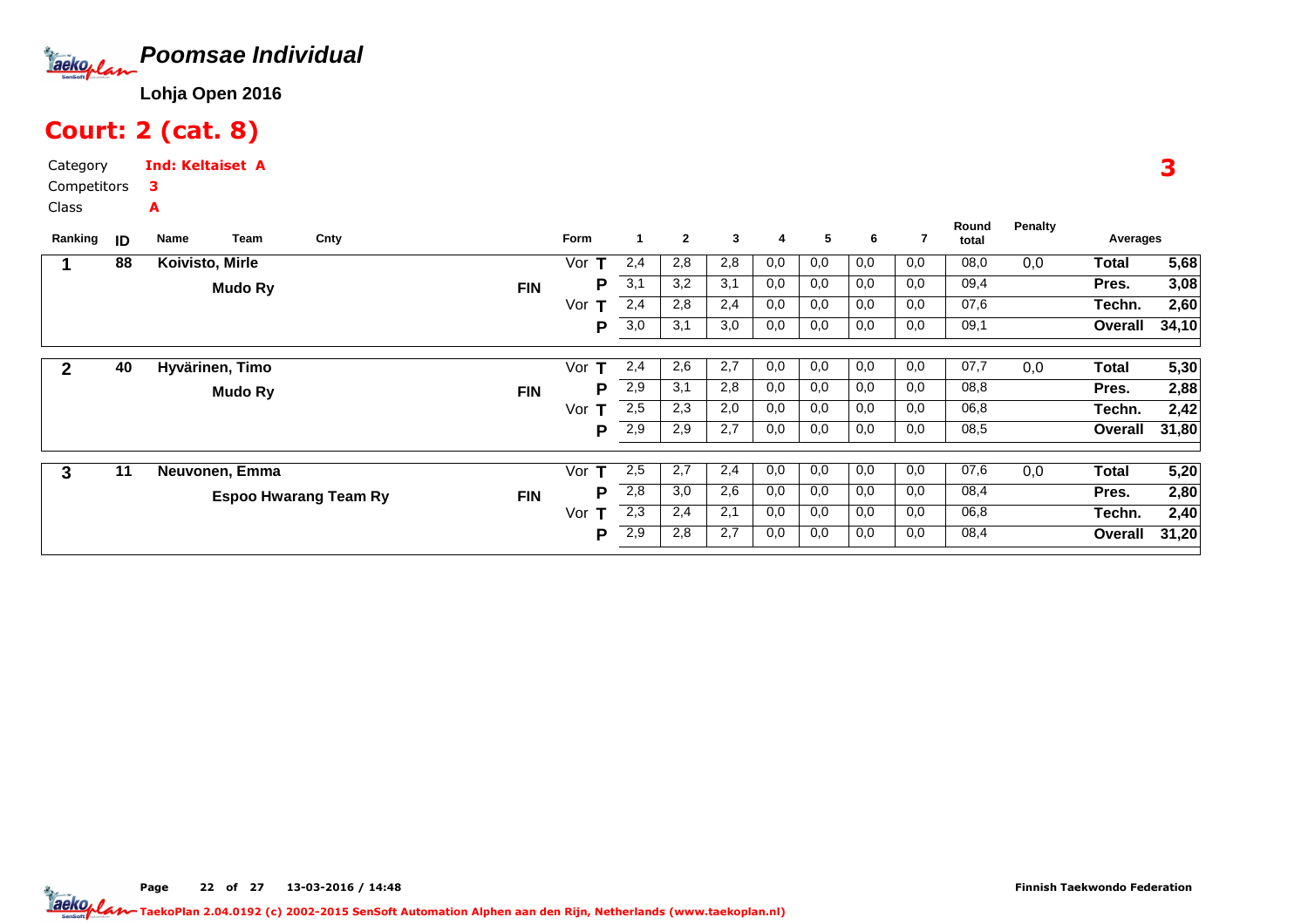# Poomsae Individual

**Lohja Open 2016**

## Court: 2 (cat. 8)

Category **Ind: Keltaiset A**

Competitors **3**

Class **A**

3

| Ranking | ID | Name / Team | Cnty | Form | | 1 | 2 | 3 | 4 | 5 | 6 | 7 | Round total | Penalty | Averages | |
|---|---|---|---|---|---|---|---|---|---|---|---|---|---|---|---|---|
| 1 | 88 | Koivisto, Mirle | | Vor | T | 2,4 | 2,8 | 2,8 | 0,0 | 0,0 | 0,0 | 0,0 | 08,0 | 0,0 | Total | 5,68 |
| | | Mudo Ry | FIN | | P | 3,1 | 3,2 | 3,1 | 0,0 | 0,0 | 0,0 | 0,0 | 09,4 | | Pres. | 3,08 |
| | | | | Vor | T | 2,4 | 2,8 | 2,4 | 0,0 | 0,0 | 0,0 | 0,0 | 07,6 | | Techn. | 2,60 |
| | | | | | P | 3,0 | 3,1 | 3,0 | 0,0 | 0,0 | 0,0 | 0,0 | 09,1 | | Overall | 34,10 |
| 2 | 40 | Hyvärinen, Timo | | Vor | T | 2,4 | 2,6 | 2,7 | 0,0 | 0,0 | 0,0 | 0,0 | 07,7 | 0,0 | Total | 5,30 |
| | | Mudo Ry | FIN | | P | 2,9 | 3,1 | 2,8 | 0,0 | 0,0 | 0,0 | 0,0 | 08,8 | | Pres. | 2,88 |
| | | | | Vor | T | 2,5 | 2,3 | 2,0 | 0,0 | 0,0 | 0,0 | 0,0 | 06,8 | | Techn. | 2,42 |
| | | | | | P | 2,9 | 2,9 | 2,7 | 0,0 | 0,0 | 0,0 | 0,0 | 08,5 | | Overall | 31,80 |
| 3 | 11 | Neuvonen, Emma | | Vor | T | 2,5 | 2,7 | 2,4 | 0,0 | 0,0 | 0,0 | 0,0 | 07,6 | 0,0 | Total | 5,20 |
| | | Espoo Hwarang Team Ry | FIN | | P | 2,8 | 3,0 | 2,6 | 0,0 | 0,0 | 0,0 | 0,0 | 08,4 | | Pres. | 2,80 |
| | | | | Vor | T | 2,3 | 2,4 | 2,1 | 0,0 | 0,0 | 0,0 | 0,0 | 06,8 | | Techn. | 2,40 |
| | | | | | P | 2,9 | 2,8 | 2,7 | 0,0 | 0,0 | 0,0 | 0,0 | 08,4 | | Overall | 31,20 |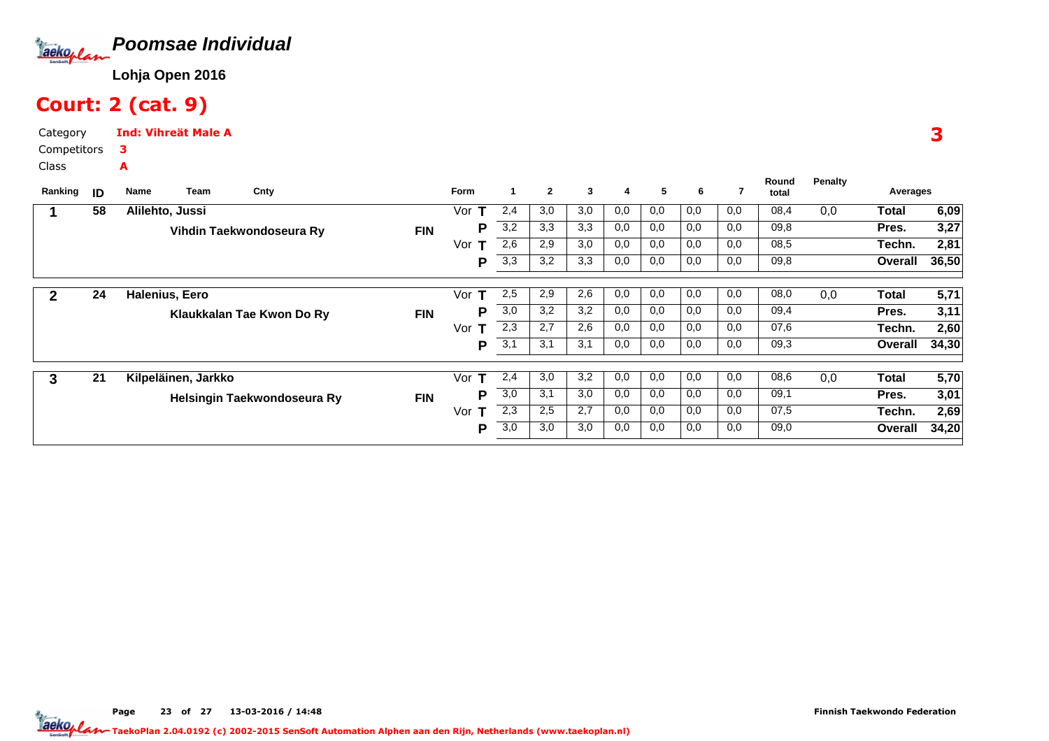# Poomsae Individual

**Lohja Open 2016**

## Court: 2 (cat. 9)

Category **Ind: Vihreät Male A**

Competitors **3**

Class **A**

**3**

| Ranking | ID | Name / Team | Cnty | Form | | 1 | 2 | 3 | 4 | 5 | 6 | 7 | Round total | Penalty | Averages | |
|---|---|---|---|---|---|---|---|---|---|---|---|---|---|---|---|---|
| 1 | 58 | Alilehto, Jussi | | Vor | T | 2,4 | 3,0 | 3,0 | 0,0 | 0,0 | 0,0 | 0,0 | 08,4 | 0,0 | Total | 6,09 |
| | | Vihdin Taekwondoseura Ry | FIN | | P | 3,2 | 3,3 | 3,3 | 0,0 | 0,0 | 0,0 | 0,0 | 09,8 | | Pres. | 3,27 |
| | | | | Vor | T | 2,6 | 2,9 | 3,0 | 0,0 | 0,0 | 0,0 | 0,0 | 08,5 | | Techn. | 2,81 |
| | | | | | P | 3,3 | 3,2 | 3,3 | 0,0 | 0,0 | 0,0 | 0,0 | 09,8 | | Overall | 36,50 |
| 2 | 24 | Halenius, Eero | | Vor | T | 2,5 | 2,9 | 2,6 | 0,0 | 0,0 | 0,0 | 0,0 | 08,0 | 0,0 | Total | 5,71 |
| | | Klaukkalan Tae Kwon Do Ry | FIN | | P | 3,0 | 3,2 | 3,2 | 0,0 | 0,0 | 0,0 | 0,0 | 09,4 | | Pres. | 3,11 |
| | | | | Vor | T | 2,3 | 2,7 | 2,6 | 0,0 | 0,0 | 0,0 | 0,0 | 07,6 | | Techn. | 2,60 |
| | | | | | P | 3,1 | 3,1 | 3,1 | 0,0 | 0,0 | 0,0 | 0,0 | 09,3 | | Overall | 34,30 |
| 3 | 21 | Kilpeläinen, Jarkko | | Vor | T | 2,4 | 3,0 | 3,2 | 0,0 | 0,0 | 0,0 | 0,0 | 08,6 | 0,0 | Total | 5,70 |
| | | Helsingin Taekwondoseura Ry | FIN | | P | 3,0 | 3,1 | 3,0 | 0,0 | 0,0 | 0,0 | 0,0 | 09,1 | | Pres. | 3,01 |
| | | | | Vor | T | 2,3 | 2,5 | 2,7 | 0,0 | 0,0 | 0,0 | 0,0 | 07,5 | | Techn. | 2,69 |
| | | | | | P | 3,0 | 3,0 | 3,0 | 0,0 | 0,0 | 0,0 | 0,0 | 09,0 | | Overall | 34,20 |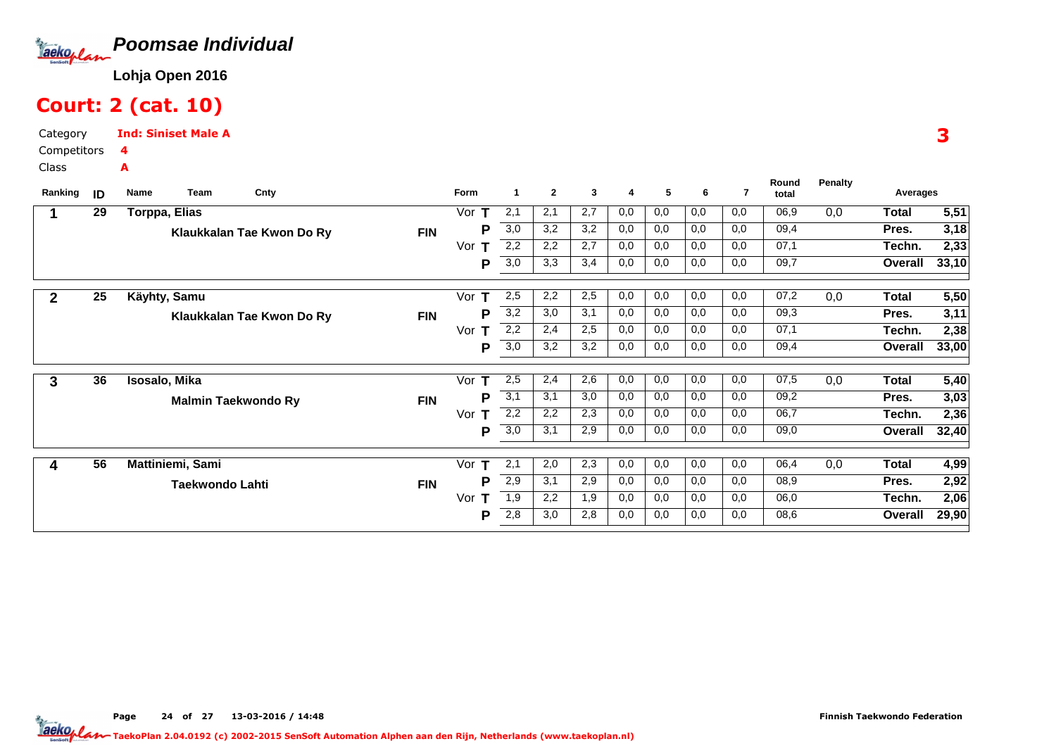# Poomsae Individual

**Lohja Open 2016**

## Court: 2 (cat. 10)

Category **Ind: Siniset Male A**

Competitors **4**

Class **A**

**3**

| Ranking | ID | Name / Team | Cnty | Form | | 1 | 2 | 3 | 4 | 5 | 6 | 7 | Round total | Penalty | Averages | |
|---|---|---|---|---|---|---|---|---|---|---|---|---|---|---|---|---|
| **1** | **29** | **Torppa, Elias** | | Vor | **T** | 2,1 | 2,1 | 2,7 | 0,0 | 0,0 | 0,0 | 0,0 | 06,9 | 0,0 | **Total** | **5,51** |
| | | **Klaukkalan Tae Kwon Do Ry** | **FIN** | | **P** | 3,0 | 3,2 | 3,2 | 0,0 | 0,0 | 0,0 | 0,0 | 09,4 | | **Pres.** | **3,18** |
| | | | | Vor | **T** | 2,2 | 2,2 | 2,7 | 0,0 | 0,0 | 0,0 | 0,0 | 07,1 | | **Techn.** | **2,33** |
| | | | | | **P** | 3,0 | 3,3 | 3,4 | 0,0 | 0,0 | 0,0 | 0,0 | 09,7 | | **Overall** | **33,10** |
| **2** | **25** | **Käyhty, Samu** | | Vor | **T** | 2,5 | 2,2 | 2,5 | 0,0 | 0,0 | 0,0 | 0,0 | 07,2 | 0,0 | **Total** | **5,50** |
| | | **Klaukkalan Tae Kwon Do Ry** | **FIN** | | **P** | 3,2 | 3,0 | 3,1 | 0,0 | 0,0 | 0,0 | 0,0 | 09,3 | | **Pres.** | **3,11** |
| | | | | Vor | **T** | 2,2 | 2,4 | 2,5 | 0,0 | 0,0 | 0,0 | 0,0 | 07,1 | | **Techn.** | **2,38** |
| | | | | | **P** | 3,0 | 3,2 | 3,2 | 0,0 | 0,0 | 0,0 | 0,0 | 09,4 | | **Overall** | **33,00** |
| **3** | **36** | **Isosalo, Mika** | | Vor | **T** | 2,5 | 2,4 | 2,6 | 0,0 | 0,0 | 0,0 | 0,0 | 07,5 | 0,0 | **Total** | **5,40** |
| | | **Malmin Taekwondo Ry** | **FIN** | | **P** | 3,1 | 3,1 | 3,0 | 0,0 | 0,0 | 0,0 | 0,0 | 09,2 | | **Pres.** | **3,03** |
| | | | | Vor | **T** | 2,2 | 2,2 | 2,3 | 0,0 | 0,0 | 0,0 | 0,0 | 06,7 | | **Techn.** | **2,36** |
| | | | | | **P** | 3,0 | 3,1 | 2,9 | 0,0 | 0,0 | 0,0 | 0,0 | 09,0 | | **Overall** | **32,40** |
| **4** | **56** | **Mattiniemi, Sami** | | Vor | **T** | 2,1 | 2,0 | 2,3 | 0,0 | 0,0 | 0,0 | 0,0 | 06,4 | 0,0 | **Total** | **4,99** |
| | | **Taekwondo Lahti** | **FIN** | | **P** | 2,9 | 3,1 | 2,9 | 0,0 | 0,0 | 0,0 | 0,0 | 08,9 | | **Pres.** | **2,92** |
| | | | | Vor | **T** | 1,9 | 2,2 | 1,9 | 0,0 | 0,0 | 0,0 | 0,0 | 06,0 | | **Techn.** | **2,06** |
| | | | | | **P** | 2,8 | 3,0 | 2,8 | 0,0 | 0,0 | 0,0 | 0,0 | 08,6 | | **Overall** | **29,90** |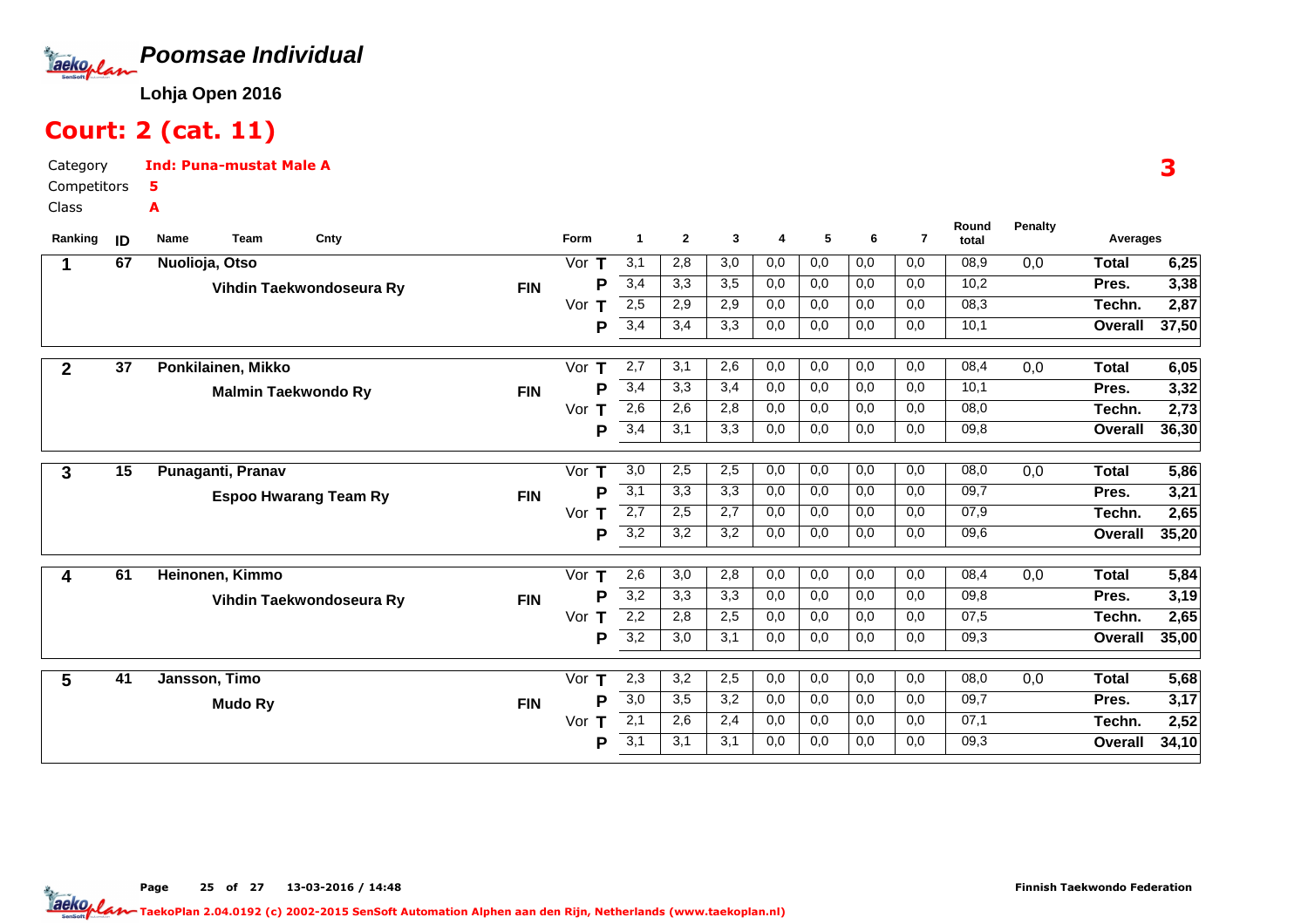# Poomsae Individual

**Lohja Open 2016**

## Court: 2 (cat. 11)

Category **Ind: Puna-mustat Male A**

Competitors **5**

Class **A**

**3**

| Ranking | ID | Name / Team | Cnty | Form | | 1 | 2 | 3 | 4 | 5 | 6 | 7 | Round total | Penalty | Averages | |
|---|---|---|---|---|---|---|---|---|---|---|---|---|---|---|---|---|
| 1 | 67 | Nuolioja, Otso | | Vor | T | 3,1 | 2,8 | 3,0 | 0,0 | 0,0 | 0,0 | 0,0 | 08,9 | 0,0 | Total | 6,25 |
| | | Vihdin Taekwondoseura Ry | FIN | | P | 3,4 | 3,3 | 3,5 | 0,0 | 0,0 | 0,0 | 0,0 | 10,2 | | Pres. | 3,38 |
| | | | | Vor | T | 2,5 | 2,9 | 2,9 | 0,0 | 0,0 | 0,0 | 0,0 | 08,3 | | Techn. | 2,87 |
| | | | | | P | 3,4 | 3,4 | 3,3 | 0,0 | 0,0 | 0,0 | 0,0 | 10,1 | | Overall | 37,50 |
| 2 | 37 | Ponkilainen, Mikko | | Vor | T | 2,7 | 3,1 | 2,6 | 0,0 | 0,0 | 0,0 | 0,0 | 08,4 | 0,0 | Total | 6,05 |
| | | Malmin Taekwondo Ry | FIN | | P | 3,4 | 3,3 | 3,4 | 0,0 | 0,0 | 0,0 | 0,0 | 10,1 | | Pres. | 3,32 |
| | | | | Vor | T | 2,6 | 2,6 | 2,8 | 0,0 | 0,0 | 0,0 | 0,0 | 08,0 | | Techn. | 2,73 |
| | | | | | P | 3,4 | 3,1 | 3,3 | 0,0 | 0,0 | 0,0 | 0,0 | 09,8 | | Overall | 36,30 |
| 3 | 15 | Punaganti, Pranav | | Vor | T | 3,0 | 2,5 | 2,5 | 0,0 | 0,0 | 0,0 | 0,0 | 08,0 | 0,0 | Total | 5,86 |
| | | Espoo Hwarang Team Ry | FIN | | P | 3,1 | 3,3 | 3,3 | 0,0 | 0,0 | 0,0 | 0,0 | 09,7 | | Pres. | 3,21 |
| | | | | Vor | T | 2,7 | 2,5 | 2,7 | 0,0 | 0,0 | 0,0 | 0,0 | 07,9 | | Techn. | 2,65 |
| | | | | | P | 3,2 | 3,2 | 3,2 | 0,0 | 0,0 | 0,0 | 0,0 | 09,6 | | Overall | 35,20 |
| 4 | 61 | Heinonen, Kimmo | | Vor | T | 2,6 | 3,0 | 2,8 | 0,0 | 0,0 | 0,0 | 0,0 | 08,4 | 0,0 | Total | 5,84 |
| | | Vihdin Taekwondoseura Ry | FIN | | P | 3,2 | 3,3 | 3,3 | 0,0 | 0,0 | 0,0 | 0,0 | 09,8 | | Pres. | 3,19 |
| | | | | Vor | T | 2,2 | 2,8 | 2,5 | 0,0 | 0,0 | 0,0 | 0,0 | 07,5 | | Techn. | 2,65 |
| | | | | | P | 3,2 | 3,0 | 3,1 | 0,0 | 0,0 | 0,0 | 0,0 | 09,3 | | Overall | 35,00 |
| 5 | 41 | Jansson, Timo | | Vor | T | 2,3 | 3,2 | 2,5 | 0,0 | 0,0 | 0,0 | 0,0 | 08,0 | 0,0 | Total | 5,68 |
| | | Mudo Ry | FIN | | P | 3,0 | 3,5 | 3,2 | 0,0 | 0,0 | 0,0 | 0,0 | 09,7 | | Pres. | 3,17 |
| | | | | Vor | T | 2,1 | 2,6 | 2,4 | 0,0 | 0,0 | 0,0 | 0,0 | 07,1 | | Techn. | 2,52 |
| | | | | | P | 3,1 | 3,1 | 3,1 | 0,0 | 0,0 | 0,0 | 0,0 | 09,3 | | Overall | 34,10 |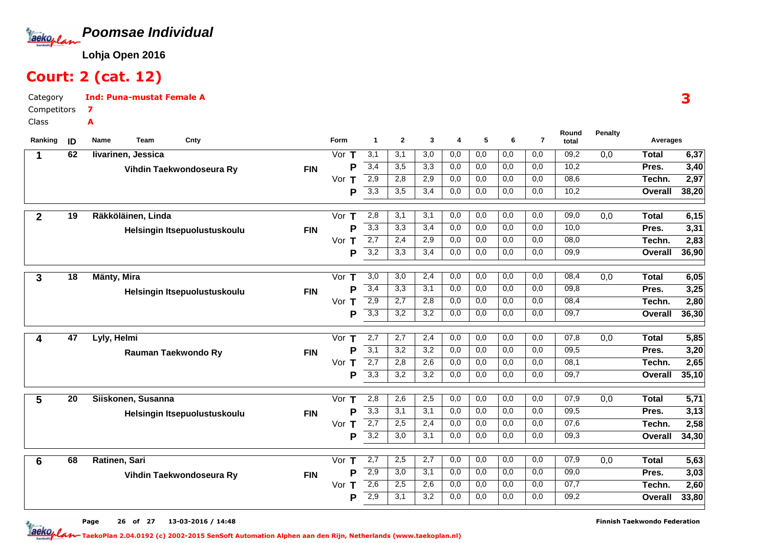# Poomsae Individual

**Lohja Open 2016**

## Court: 2 (cat. 12)

Category **Ind: Puna-mustat Female A**

Competitors **7**

Class **A**

**3**

| Ranking | ID | Name / Team | Cnty | Form | | 1 | 2 | 3 | 4 | 5 | 6 | 7 | Round total | Penalty | Averages | |
|---|---|---|---|---|---|---|---|---|---|---|---|---|---|---|---|---|
| 1 | 62 | Iivarinen, Jessica | | Vor | T | 3,1 | 3,1 | 3,0 | 0,0 | 0,0 | 0,0 | 0,0 | 09,2 | 0,0 | Total | 6,37 |
| | | Vihdin Taekwondoseura Ry | FIN | | P | 3,4 | 3,5 | 3,3 | 0,0 | 0,0 | 0,0 | 0,0 | 10,2 | | Pres. | 3,40 |
| | | | | Vor | T | 2,9 | 2,8 | 2,9 | 0,0 | 0,0 | 0,0 | 0,0 | 08,6 | | Techn. | 2,97 |
| | | | | | P | 3,3 | 3,5 | 3,4 | 0,0 | 0,0 | 0,0 | 0,0 | 10,2 | | Overall | 38,20 |
| 2 | 19 | Räkköläinen, Linda | | Vor | T | 2,8 | 3,1 | 3,1 | 0,0 | 0,0 | 0,0 | 0,0 | 09,0 | 0,0 | Total | 6,15 |
| | | Helsingin Itsepuolustuskoulu | FIN | | P | 3,3 | 3,3 | 3,4 | 0,0 | 0,0 | 0,0 | 0,0 | 10,0 | | Pres. | 3,31 |
| | | | | Vor | T | 2,7 | 2,4 | 2,9 | 0,0 | 0,0 | 0,0 | 0,0 | 08,0 | | Techn. | 2,83 |
| | | | | | P | 3,2 | 3,3 | 3,4 | 0,0 | 0,0 | 0,0 | 0,0 | 09,9 | | Overall | 36,90 |
| 3 | 18 | Mänty, Mira | | Vor | T | 3,0 | 3,0 | 2,4 | 0,0 | 0,0 | 0,0 | 0,0 | 08,4 | 0,0 | Total | 6,05 |
| | | Helsingin Itsepuolustuskoulu | FIN | | P | 3,4 | 3,3 | 3,1 | 0,0 | 0,0 | 0,0 | 0,0 | 09,8 | | Pres. | 3,25 |
| | | | | Vor | T | 2,9 | 2,7 | 2,8 | 0,0 | 0,0 | 0,0 | 0,0 | 08,4 | | Techn. | 2,80 |
| | | | | | P | 3,3 | 3,2 | 3,2 | 0,0 | 0,0 | 0,0 | 0,0 | 09,7 | | Overall | 36,30 |
| 4 | 47 | Lyly, Helmi | | Vor | T | 2,7 | 2,7 | 2,4 | 0,0 | 0,0 | 0,0 | 0,0 | 07,8 | 0,0 | Total | 5,85 |
| | | Rauman Taekwondo Ry | FIN | | P | 3,1 | 3,2 | 3,2 | 0,0 | 0,0 | 0,0 | 0,0 | 09,5 | | Pres. | 3,20 |
| | | | | Vor | T | 2,7 | 2,8 | 2,6 | 0,0 | 0,0 | 0,0 | 0,0 | 08,1 | | Techn. | 2,65 |
| | | | | | P | 3,3 | 3,2 | 3,2 | 0,0 | 0,0 | 0,0 | 0,0 | 09,7 | | Overall | 35,10 |
| 5 | 20 | Siiskonen, Susanna | | Vor | T | 2,8 | 2,6 | 2,5 | 0,0 | 0,0 | 0,0 | 0,0 | 07,9 | 0,0 | Total | 5,71 |
| | | Helsingin Itsepuolustuskoulu | FIN | | P | 3,3 | 3,1 | 3,1 | 0,0 | 0,0 | 0,0 | 0,0 | 09,5 | | Pres. | 3,13 |
| | | | | Vor | T | 2,7 | 2,5 | 2,4 | 0,0 | 0,0 | 0,0 | 0,0 | 07,6 | | Techn. | 2,58 |
| | | | | | P | 3,2 | 3,0 | 3,1 | 0,0 | 0,0 | 0,0 | 0,0 | 09,3 | | Overall | 34,30 |
| 6 | 68 | Ratinen, Sari | | Vor | T | 2,7 | 2,5 | 2,7 | 0,0 | 0,0 | 0,0 | 0,0 | 07,9 | 0,0 | Total | 5,63 |
| | | Vihdin Taekwondoseura Ry | FIN | | P | 2,9 | 3,0 | 3,1 | 0,0 | 0,0 | 0,0 | 0,0 | 09,0 | | Pres. | 3,03 |
| | | | | Vor | T | 2,6 | 2,5 | 2,6 | 0,0 | 0,0 | 0,0 | 0,0 | 07,7 | | Techn. | 2,60 |
| | | | | | P | 2,9 | 3,1 | 3,2 | 0,0 | 0,0 | 0,0 | 0,0 | 09,2 | | Overall | 33,80 |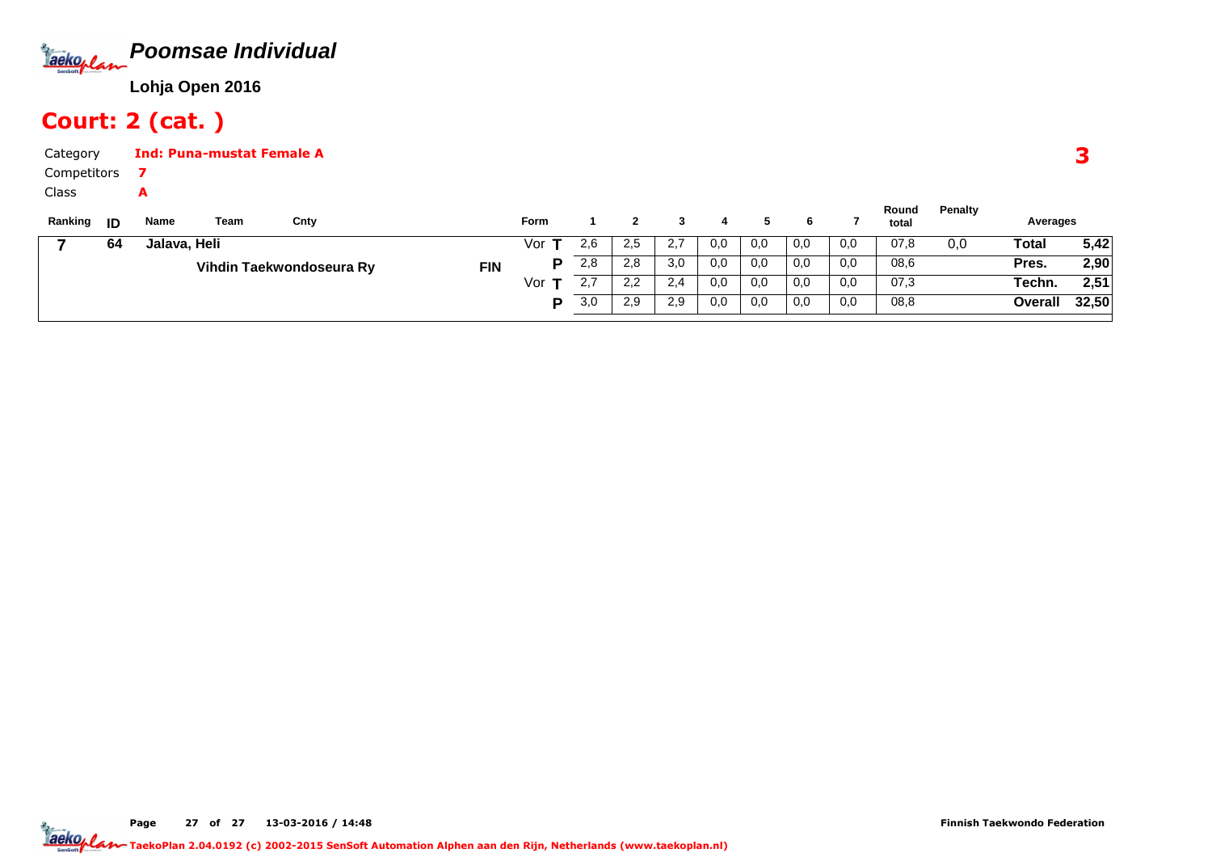# Poomsae Individual

**Lohja Open 2016**

## Court: 2 (cat. )

Category **Ind: Puna-mustat Female A**

Competitors **7**

Class **A**

**3**

| Ranking | ID | Name | Team | Cnty | Form | | 1 | 2 | 3 | 4 | 5 | 6 | 7 | Round total | Penalty | Averages | |
|---|---|---|---|---|---|---|---|---|---|---|---|---|---|---|---|---|---|
| 7 | 64 | Jalava, Heli | | | Vor | T | 2,6 | 2,5 | 2,7 | 0,0 | 0,0 | 0,0 | 0,0 | 07,8 | 0,0 | Total | 5,42 |
| | | | Vihdin Taekwondoseura Ry | FIN | | P | 2,8 | 2,8 | 3,0 | 0,0 | 0,0 | 0,0 | 0,0 | 08,6 | | Pres. | 2,90 |
| | | | | | Vor | T | 2,7 | 2,2 | 2,4 | 0,0 | 0,0 | 0,0 | 0,0 | 07,3 | | Techn. | 2,51 |
| | | | | | | P | 3,0 | 2,9 | 2,9 | 0,0 | 0,0 | 0,0 | 0,0 | 08,8 | | Overall | 32,50 |

13-03-2016 / 14:48

Finnish Taekwondo Federation

TaekoPlan 2.04.0192 (c) 2002-2015 SenSoft Automation Alphen aan den Rijn, Netherlands (www.taekoplan.nl)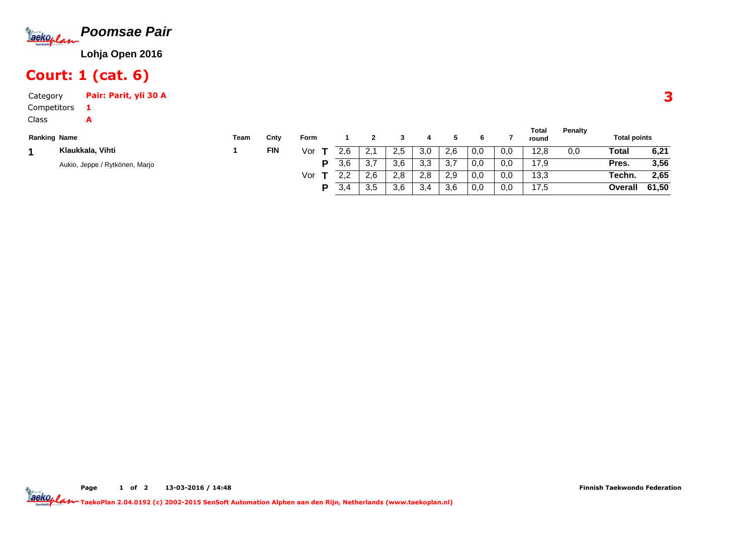# *Poomsae Pair*

**Lohja Open 2016**

## Court: 1 (cat. 6)

Category **Pair: Parit, yli 30 A**

Competitors **1**

Class **A**

**3**

| Ranking | Name | Team | Cnty | Form | | 1 | 2 | 3 | 4 | 5 | 6 | 7 | Total round | Penalty | Total points | |
|---|---|---|---|---|---|---|---|---|---|---|---|---|---|---|---|---|
| **1** | **Klaukkala, Vihti** | 1 | **FIN** | Vor | **T** | 2,6 | 2,1 | 2,5 | 3,0 | 2,6 | 0,0 | 0,0 | 12,8 | 0,0 | **Total** | **6,21** |
| | Aukio, Jeppe / Rytkönen, Marjo | | | | **P** | 3,6 | 3,7 | 3,6 | 3,3 | 3,7 | 0,0 | 0,0 | 17,9 | | **Pres.** | **3,56** |
| | | | | Vor | **T** | 2,2 | 2,6 | 2,8 | 2,8 | 2,9 | 0,0 | 0,0 | 13,3 | | **Techn.** | **2,65** |
| | | | | | **P** | 3,4 | 3,5 | 3,6 | 3,4 | 3,6 | 0,0 | 0,0 | 17,5 | | **Overall** | **61,50** |

**Page** 1 of 2 **13-03-2016 / 14:48** **Finnish Taekwondo Federation**

**TaekoPlan 2.04.0192 (c) 2002-2015 SenSoft Automation Alphen aan den Rijn, Netherlands (www.taekoplan.nl)**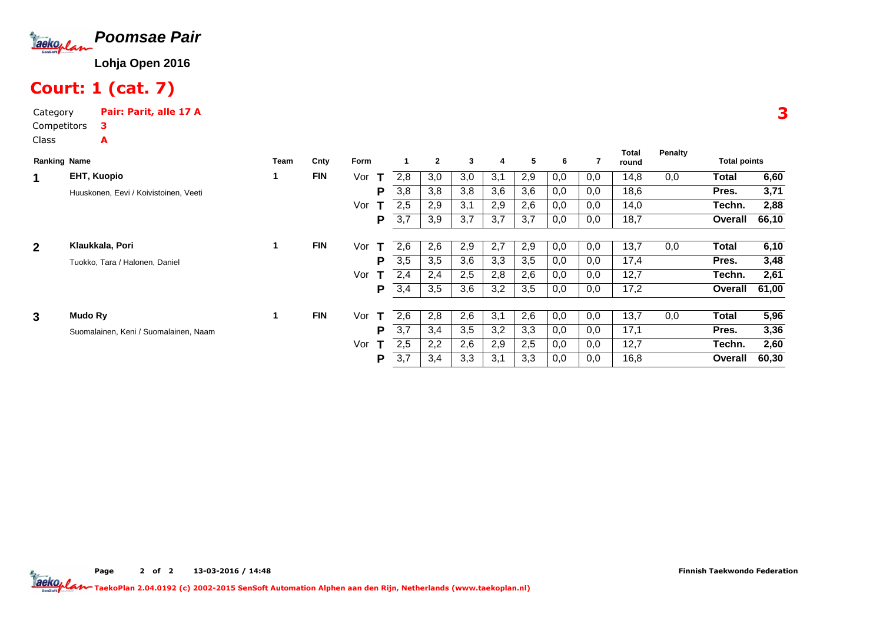# Poomsae Pair

**Lohja Open 2016**

## Court: 1 (cat. 7)

Category **Pair: Parit, alle 17 A**

Competitors **3**

Class **A**

**3**

| Ranking | Name | Team | Cnty | Form | | 1 | 2 | 3 | 4 | 5 | 6 | 7 | Total round | Penalty | Total points | |
|---|---|---|---|---|---|---|---|---|---|---|---|---|---|---|---|---|
| 1 | **EHT, Kuopio** | 1 | FIN | Vor | T | 2,8 | 3,0 | 3,0 | 3,1 | 2,9 | 0,0 | 0,0 | 14,8 | 0,0 | **Total** | **6,60** |
| | Huuskonen, Eevi / Koivistoinen, Veeti | | | | P | 3,8 | 3,8 | 3,8 | 3,6 | 3,6 | 0,0 | 0,0 | 18,6 | | **Pres.** | **3,71** |
| | | | | Vor | T | 2,5 | 2,9 | 3,1 | 2,9 | 2,6 | 0,0 | 0,0 | 14,0 | | **Techn.** | **2,88** |
| | | | | | P | 3,7 | 3,9 | 3,7 | 3,7 | 3,7 | 0,0 | 0,0 | 18,7 | | **Overall** | **66,10** |
| 2 | **Klaukkala, Pori** | 1 | FIN | Vor | T | 2,6 | 2,6 | 2,9 | 2,7 | 2,9 | 0,0 | 0,0 | 13,7 | 0,0 | **Total** | **6,10** |
| | Tuokko, Tara / Halonen, Daniel | | | | P | 3,5 | 3,5 | 3,6 | 3,3 | 3,5 | 0,0 | 0,0 | 17,4 | | **Pres.** | **3,48** |
| | | | | Vor | T | 2,4 | 2,4 | 2,5 | 2,8 | 2,6 | 0,0 | 0,0 | 12,7 | | **Techn.** | **2,61** |
| | | | | | P | 3,4 | 3,5 | 3,6 | 3,2 | 3,5 | 0,0 | 0,0 | 17,2 | | **Overall** | **61,00** |
| 3 | **Mudo Ry** | 1 | FIN | Vor | T | 2,6 | 2,8 | 2,6 | 3,1 | 2,6 | 0,0 | 0,0 | 13,7 | 0,0 | **Total** | **5,96** |
| | Suomalainen, Keni / Suomalainen, Naam | | | | P | 3,7 | 3,4 | 3,5 | 3,2 | 3,3 | 0,0 | 0,0 | 17,1 | | **Pres.** | **3,36** |
| | | | | Vor | T | 2,5 | 2,2 | 2,6 | 2,9 | 2,5 | 0,0 | 0,0 | 12,7 | | **Techn.** | **2,60** |
| | | | | | P | 3,7 | 3,4 | 3,3 | 3,1 | 3,3 | 0,0 | 0,0 | 16,8 | | **Overall** | **60,30** |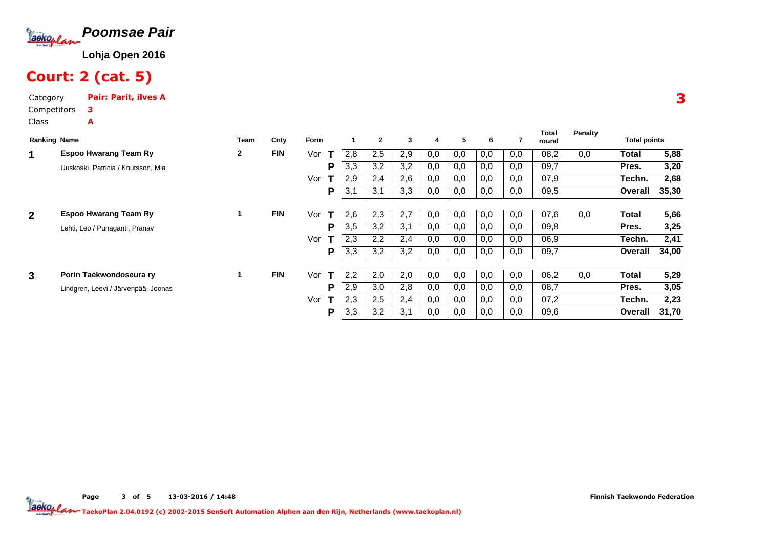# Poomsae Pair

**Lohja Open 2016**

## Court: 2 (cat. 5)

Category **Pair: Parit, ilves A**

Competitors **3**

Class **A**

3

| Ranking | Name | Team | Cnty | Form | | 1 | 2 | 3 | 4 | 5 | 6 | 7 | Total round | Penalty | Total points | |
|---|---|---|---|---|---|---|---|---|---|---|---|---|---|---|---|---|
| 1 | **Espoo Hwarang Team Ry** | 2 | FIN | Vor | T | 2,8 | 2,5 | 2,9 | 0,0 | 0,0 | 0,0 | 0,0 | 08,2 | 0,0 | **Total** | **5,88** |
| | Uuskoski, Patricia / Knutsson, Mia | | | | P | 3,3 | 3,2 | 3,2 | 0,0 | 0,0 | 0,0 | 0,0 | 09,7 | | **Pres.** | **3,20** |
| | | | | Vor | T | 2,9 | 2,4 | 2,6 | 0,0 | 0,0 | 0,0 | 0,0 | 07,9 | | **Techn.** | **2,68** |
| | | | | | P | 3,1 | 3,1 | 3,3 | 0,0 | 0,0 | 0,0 | 0,0 | 09,5 | | **Overall** | **35,30** |
| 2 | **Espoo Hwarang Team Ry** | 1 | FIN | Vor | T | 2,6 | 2,3 | 2,7 | 0,0 | 0,0 | 0,0 | 0,0 | 07,6 | 0,0 | **Total** | **5,66** |
| | Lehti, Leo / Punaganti, Pranav | | | | P | 3,5 | 3,2 | 3,1 | 0,0 | 0,0 | 0,0 | 0,0 | 09,8 | | **Pres.** | **3,25** |
| | | | | Vor | T | 2,3 | 2,2 | 2,4 | 0,0 | 0,0 | 0,0 | 0,0 | 06,9 | | **Techn.** | **2,41** |
| | | | | | P | 3,3 | 3,2 | 3,2 | 0,0 | 0,0 | 0,0 | 0,0 | 09,7 | | **Overall** | **34,00** |
| 3 | **Porin Taekwondoseura ry** | 1 | FIN | Vor | T | 2,2 | 2,0 | 2,0 | 0,0 | 0,0 | 0,0 | 0,0 | 06,2 | 0,0 | **Total** | **5,29** |
| | Lindgren, Leevi / Järvenpää, Joonas | | | | P | 2,9 | 3,0 | 2,8 | 0,0 | 0,0 | 0,0 | 0,0 | 08,7 | | **Pres.** | **3,05** |
| | | | | Vor | T | 2,3 | 2,5 | 2,4 | 0,0 | 0,0 | 0,0 | 0,0 | 07,2 | | **Techn.** | **2,23** |
| | | | | | P | 3,3 | 3,2 | 3,1 | 0,0 | 0,0 | 0,0 | 0,0 | 09,6 | | **Overall** | **31,70** |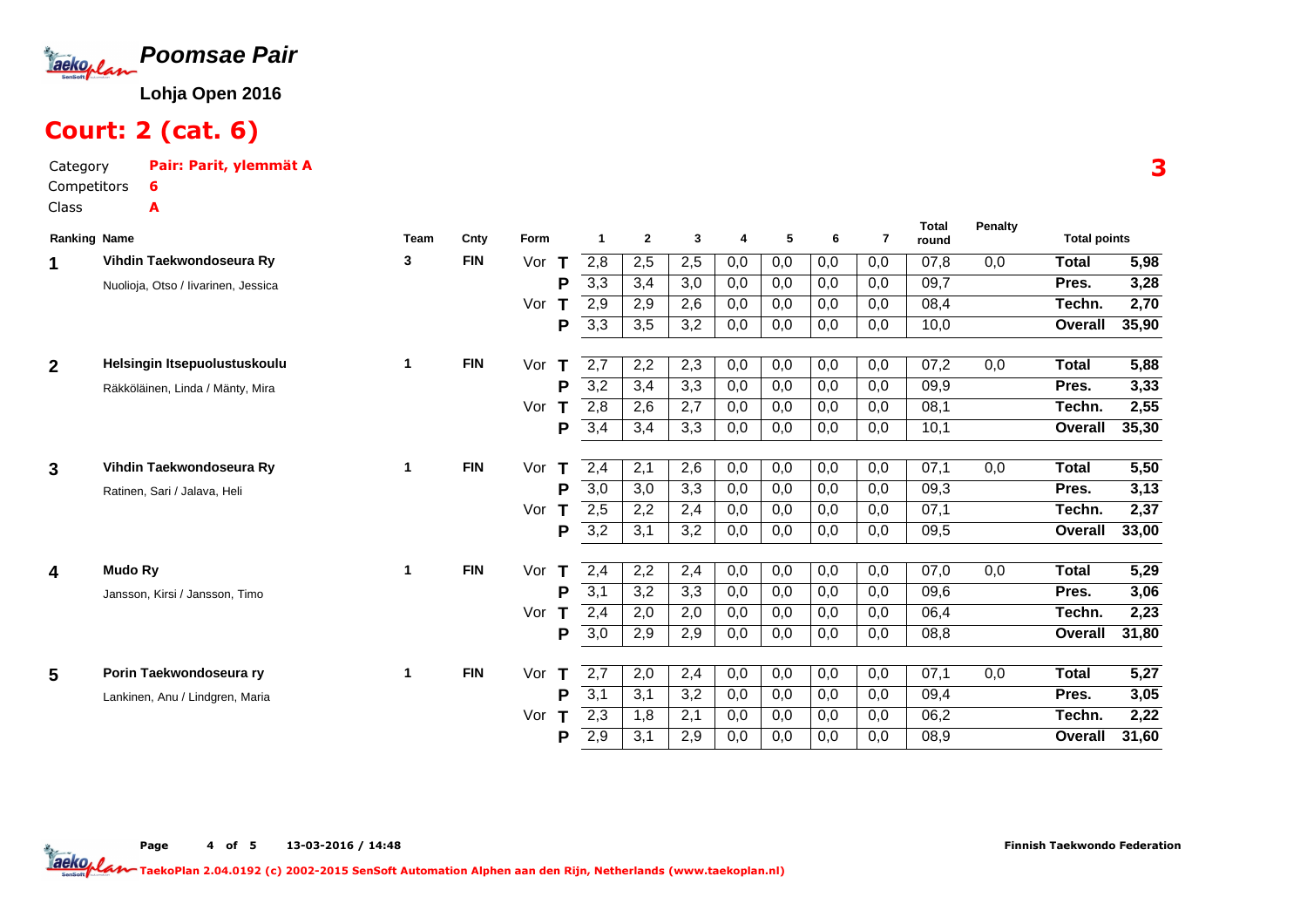# Poomsae Pair

**Lohja Open 2016**

## Court: 2 (cat. 6)

Category **Pair: Parit, ylemmät A**
Competitors **6**
Class **A**

**3**

| Ranking | Name | Team | Cnty | Form | | 1 | 2 | 3 | 4 | 5 | 6 | 7 | Total round | Penalty | Total points | |
|---|---|---|---|---|---|---|---|---|---|---|---|---|---|---|---|---|
| 1 | **Vihdin Taekwondoseura Ry** | 3 | FIN | Vor | T | 2,8 | 2,5 | 2,5 | 0,0 | 0,0 | 0,0 | 0,0 | 07,8 | 0,0 | **Total** | **5,98** |
| | Nuolioja, Otso / Iivarinen, Jessica | | | | P | 3,3 | 3,4 | 3,0 | 0,0 | 0,0 | 0,0 | 0,0 | 09,7 | | **Pres.** | **3,28** |
| | | | | Vor | T | 2,9 | 2,9 | 2,6 | 0,0 | 0,0 | 0,0 | 0,0 | 08,4 | | **Techn.** | **2,70** |
| | | | | | P | 3,3 | 3,5 | 3,2 | 0,0 | 0,0 | 0,0 | 0,0 | 10,0 | | **Overall** | **35,90** |
| 2 | **Helsingin Itsepuolustuskoulu** | 1 | FIN | Vor | T | 2,7 | 2,2 | 2,3 | 0,0 | 0,0 | 0,0 | 0,0 | 07,2 | 0,0 | **Total** | **5,88** |
| | Räkköläinen, Linda / Mänty, Mira | | | | P | 3,2 | 3,4 | 3,3 | 0,0 | 0,0 | 0,0 | 0,0 | 09,9 | | **Pres.** | **3,33** |
| | | | | Vor | T | 2,8 | 2,6 | 2,7 | 0,0 | 0,0 | 0,0 | 0,0 | 08,1 | | **Techn.** | **2,55** |
| | | | | | P | 3,4 | 3,4 | 3,3 | 0,0 | 0,0 | 0,0 | 0,0 | 10,1 | | **Overall** | **35,30** |
| 3 | **Vihdin Taekwondoseura Ry** | 1 | FIN | Vor | T | 2,4 | 2,1 | 2,6 | 0,0 | 0,0 | 0,0 | 0,0 | 07,1 | 0,0 | **Total** | **5,50** |
| | Ratinen, Sari / Jalava, Heli | | | | P | 3,0 | 3,0 | 3,3 | 0,0 | 0,0 | 0,0 | 0,0 | 09,3 | | **Pres.** | **3,13** |
| | | | | Vor | T | 2,5 | 2,2 | 2,4 | 0,0 | 0,0 | 0,0 | 0,0 | 07,1 | | **Techn.** | **2,37** |
| | | | | | P | 3,2 | 3,1 | 3,2 | 0,0 | 0,0 | 0,0 | 0,0 | 09,5 | | **Overall** | **33,00** |
| 4 | **Mudo Ry** | 1 | FIN | Vor | T | 2,4 | 2,2 | 2,4 | 0,0 | 0,0 | 0,0 | 0,0 | 07,0 | 0,0 | **Total** | **5,29** |
| | Jansson, Kirsi / Jansson, Timo | | | | P | 3,1 | 3,2 | 3,3 | 0,0 | 0,0 | 0,0 | 0,0 | 09,6 | | **Pres.** | **3,06** |
| | | | | Vor | T | 2,4 | 2,0 | 2,0 | 0,0 | 0,0 | 0,0 | 0,0 | 06,4 | | **Techn.** | **2,23** |
| | | | | | P | 3,0 | 2,9 | 2,9 | 0,0 | 0,0 | 0,0 | 0,0 | 08,8 | | **Overall** | **31,80** |
| 5 | **Porin Taekwondoseura ry** | 1 | FIN | Vor | T | 2,7 | 2,0 | 2,4 | 0,0 | 0,0 | 0,0 | 0,0 | 07,1 | 0,0 | **Total** | **5,27** |
| | Lankinen, Anu / Lindgren, Maria | | | | P | 3,1 | 3,1 | 3,2 | 0,0 | 0,0 | 0,0 | 0,0 | 09,4 | | **Pres.** | **3,05** |
| | | | | Vor | T | 2,3 | 1,8 | 2,1 | 0,0 | 0,0 | 0,0 | 0,0 | 06,2 | | **Techn.** | **2,22** |
| | | | | | P | 2,9 | 3,1 | 2,9 | 0,0 | 0,0 | 0,0 | 0,0 | 08,9 | | **Overall** | **31,60** |

13-03-2016 / 14:48

Finnish Taekwondo Federation

TaekoPlan 2.04.0192 (c) 2002-2015 SenSoft Automation Alphen aan den Rijn, Netherlands (www.taekoplan.nl)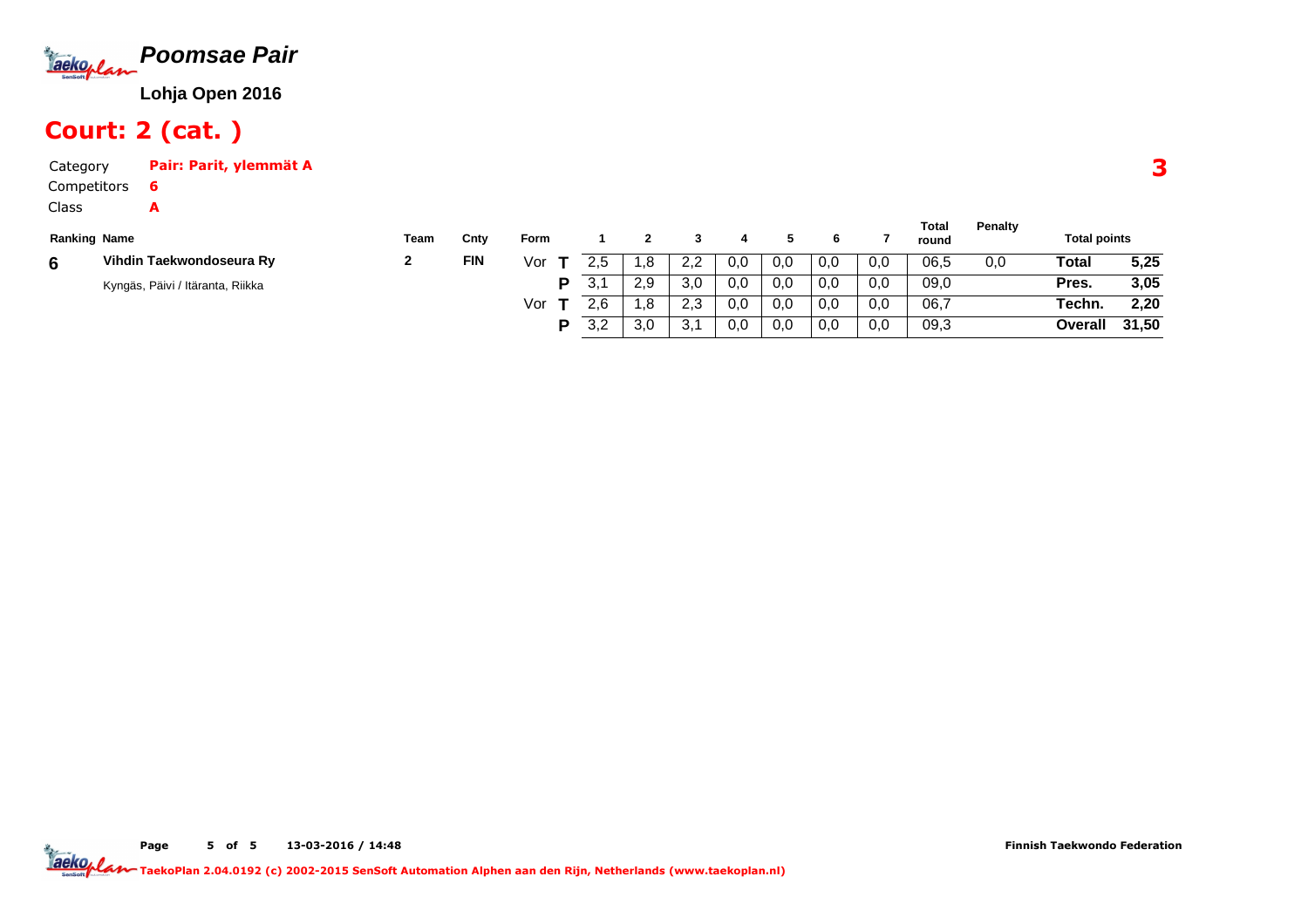# Poomsae Pair

**Lohja Open 2016**

## Court: 2 (cat. )

Category **Pair: Parit, ylemmät A**

Competitors **6**

Class **A**

**3**

| Ranking | Name | Team | Cnty | Form | | 1 | 2 | 3 | 4 | 5 | 6 | 7 | Total round | Penalty | Total points | |
|---|---|---|---|---|---|---|---|---|---|---|---|---|---|---|---|---|
| **6** | **Vihdin Taekwondoseura Ry** | **2** | **FIN** | Vor | **T** | 2,5 | 1,8 | 2,2 | 0,0 | 0,0 | 0,0 | 0,0 | 06,5 | 0,0 | **Total** | **5,25** |
| | Kyngäs, Päivi / Itäranta, Riikka | | | | **P** | 3,1 | 2,9 | 3,0 | 0,0 | 0,0 | 0,0 | 0,0 | 09,0 | | **Pres.** | **3,05** |
| | | | | Vor | **T** | 2,6 | 1,8 | 2,3 | 0,0 | 0,0 | 0,0 | 0,0 | 06,7 | | **Techn.** | **2,20** |
| | | | | | **P** | 3,2 | 3,0 | 3,1 | 0,0 | 0,0 | 0,0 | 0,0 | 09,3 | | **Overall** | **31,50** |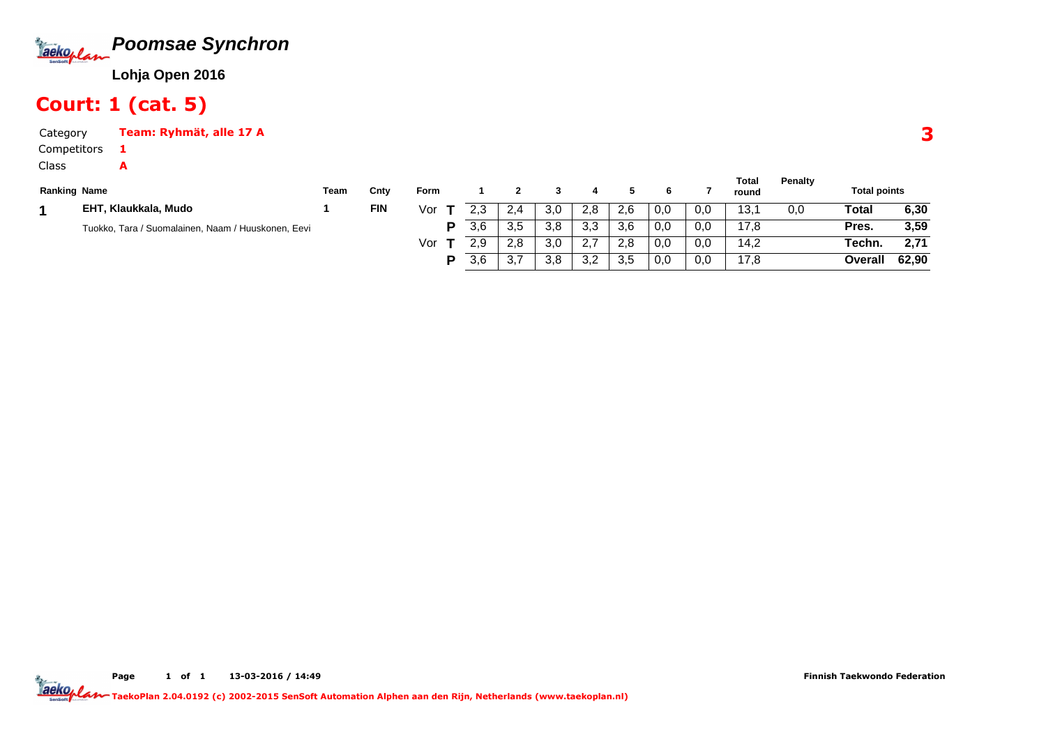# Poomsae Synchron

**Lohja Open 2016**

## Court: 1 (cat. 5)

Category **Team: Ryhmät, alle 17 A**

Competitors **1**

Class **A**

**3**

| Ranking | Name | Team | Cnty | Form | | 1 | 2 | 3 | 4 | 5 | 6 | 7 | Total round | Penalty | Total points | |
|---|---|---|---|---|---|---|---|---|---|---|---|---|---|---|---|---|
| **1** | **EHT, Klaukkala, Mudo** | 1 | **FIN** | Vor | **T** | 2,3 | 2,4 | 3,0 | 2,8 | 2,6 | 0,0 | 0,0 | 13,1 | 0,0 | **Total** | **6,30** |
| | Tuokko, Tara / Suomalainen, Naam / Huuskonen, Eevi | | | | **P** | 3,6 | 3,5 | 3,8 | 3,3 | 3,6 | 0,0 | 0,0 | 17,8 | | **Pres.** | **3,59** |
| | | | | Vor | **T** | 2,9 | 2,8 | 3,0 | 2,7 | 2,8 | 0,0 | 0,0 | 14,2 | | **Techn.** | **2,71** |
| | | | | | **P** | 3,6 | 3,7 | 3,8 | 3,2 | 3,5 | 0,0 | 0,0 | 17,8 | | **Overall** | **62,90** |

Page 1 of 1 13-03-2016 / 14:49 Finnish Taekwondo Federation

TaekoPlan 2.04.0192 (c) 2002-2015 SenSoft Automation Alphen aan den Rijn, Netherlands (www.taekoplan.nl)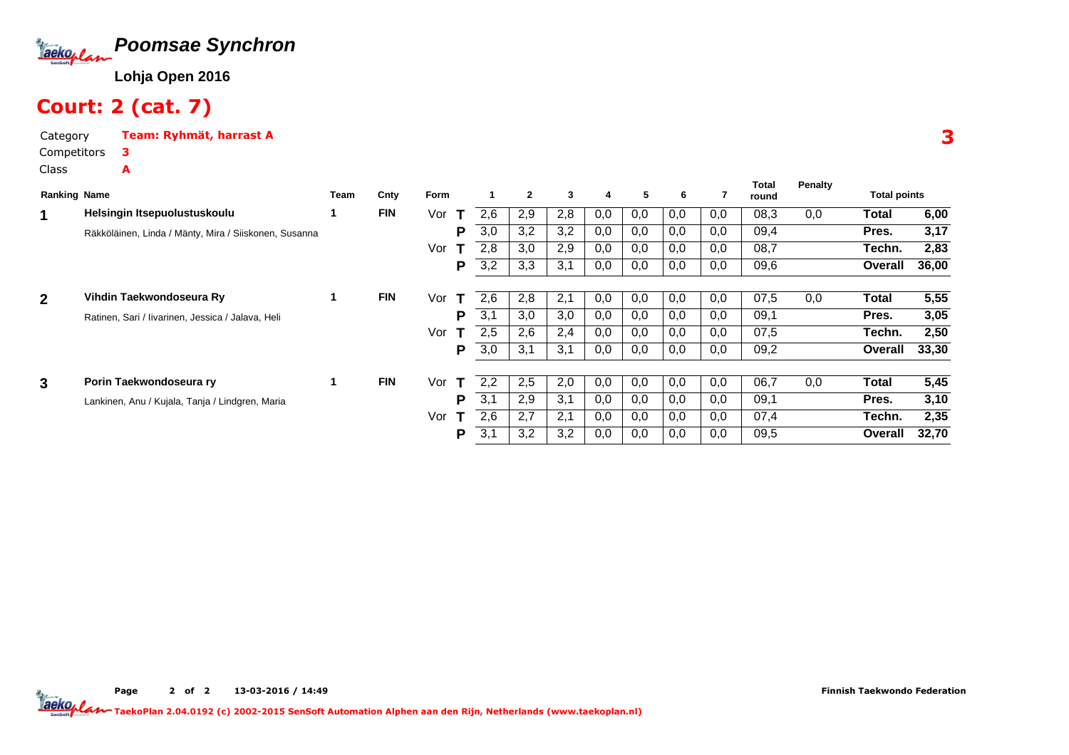# Poomsae Synchron

**Lohja Open 2016**

## Court: 2 (cat. 7)

Category **Team: Ryhmät, harrast A**

Competitors **3**

Class **A**

**3**

| Ranking | Name | Team | Cnty | Form | | 1 | 2 | 3 | 4 | 5 | 6 | 7 | Total round | Penalty | Total points | |
|---|---|---|---|---|---|---|---|---|---|---|---|---|---|---|---|---|
| **1** | **Helsingin Itsepuolustuskoulu** | 1 | **FIN** | Vor | **T** | 2,6 | 2,9 | 2,8 | 0,0 | 0,0 | 0,0 | 0,0 | 08,3 | 0,0 | **Total** | **6,00** |
| | Räkköläinen, Linda / Mänty, Mira / Siiskonen, Susanna | | | | **P** | 3,0 | 3,2 | 3,2 | 0,0 | 0,0 | 0,0 | 0,0 | 09,4 | | **Pres.** | **3,17** |
| | | | | Vor | **T** | 2,8 | 3,0 | 2,9 | 0,0 | 0,0 | 0,0 | 0,0 | 08,7 | | **Techn.** | **2,83** |
| | | | | | **P** | 3,2 | 3,3 | 3,1 | 0,0 | 0,0 | 0,0 | 0,0 | 09,6 | | **Overall** | **36,00** |
| **2** | **Vihdin Taekwondoseura Ry** | 1 | **FIN** | Vor | **T** | 2,6 | 2,8 | 2,1 | 0,0 | 0,0 | 0,0 | 0,0 | 07,5 | 0,0 | **Total** | **5,55** |
| | Ratinen, Sari / Iivarinen, Jessica / Jalava, Heli | | | | **P** | 3,1 | 3,0 | 3,0 | 0,0 | 0,0 | 0,0 | 0,0 | 09,1 | | **Pres.** | **3,05** |
| | | | | Vor | **T** | 2,5 | 2,6 | 2,4 | 0,0 | 0,0 | 0,0 | 0,0 | 07,5 | | **Techn.** | **2,50** |
| | | | | | **P** | 3,0 | 3,1 | 3,1 | 0,0 | 0,0 | 0,0 | 0,0 | 09,2 | | **Overall** | **33,30** |
| **3** | **Porin Taekwondoseura ry** | 1 | **FIN** | Vor | **T** | 2,2 | 2,5 | 2,0 | 0,0 | 0,0 | 0,0 | 0,0 | 06,7 | 0,0 | **Total** | **5,45** |
| | Lankinen, Anu / Kujala, Tanja / Lindgren, Maria | | | | **P** | 3,1 | 2,9 | 3,1 | 0,0 | 0,0 | 0,0 | 0,0 | 09,1 | | **Pres.** | **3,10** |
| | | | | Vor | **T** | 2,6 | 2,7 | 2,1 | 0,0 | 0,0 | 0,0 | 0,0 | 07,4 | | **Techn.** | **2,35** |
| | | | | | **P** | 3,1 | 3,2 | 3,2 | 0,0 | 0,0 | 0,0 | 0,0 | 09,5 | | **Overall** | **32,70** |